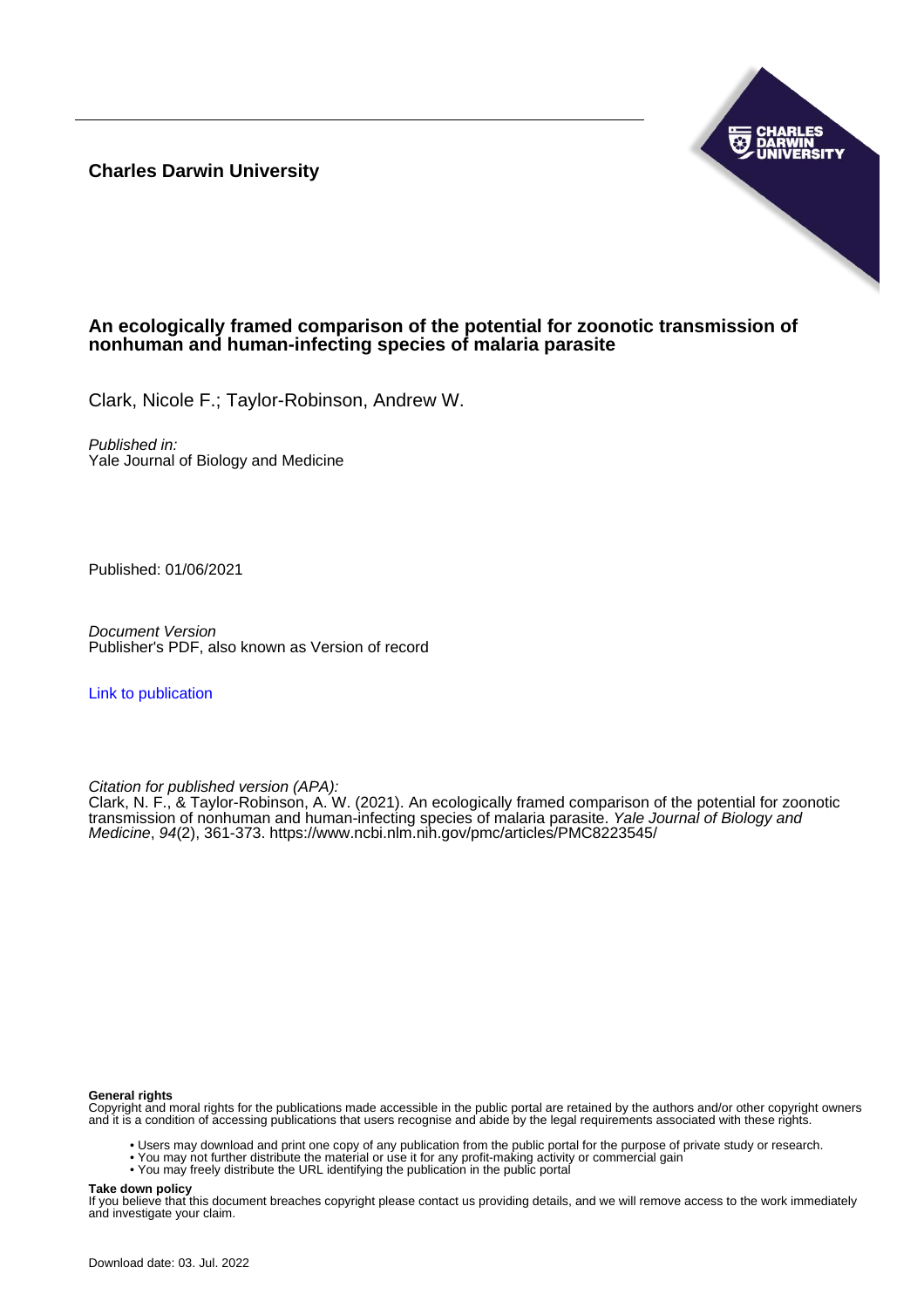**Charles Darwin University**

## An ecologically framed comparison of the potential for zoonotic transmission of nonhuman and human-infecting species of malaria parasite

Clark, Nicole F.; Taylor-Robinson, Andrew W.

*Published in:*
Yale Journal of Biology and Medicine

Published: 01/06/2021

*Document Version*
Publisher's PDF, also known as Version of record

[Link to publication]

*Citation for published version (APA):*
Clark, N. F., & Taylor-Robinson, A. W. (2021). An ecologically framed comparison of the potential for zoonotic transmission of nonhuman and human-infecting species of malaria parasite. *Yale Journal of Biology and Medicine*, *94*(2), 361-373. https://www.ncbi.nlm.nih.gov/pmc/articles/PMC8223545/

**General rights**
Copyright and moral rights for the publications made accessible in the public portal are retained by the authors and/or other copyright owners and it is a condition of accessing publications that users recognise and abide by the legal requirements associated with these rights.

- Users may download and print one copy of any publication from the public portal for the purpose of private study or research.
- You may not further distribute the material or use it for any profit-making activity or commercial gain
- You may freely distribute the URL identifying the publication in the public portal

**Take down policy**
If you believe that this document breaches copyright please contact us providing details, and we will remove access to the work immediately and investigate your claim.

Download date: 03. Jul. 2022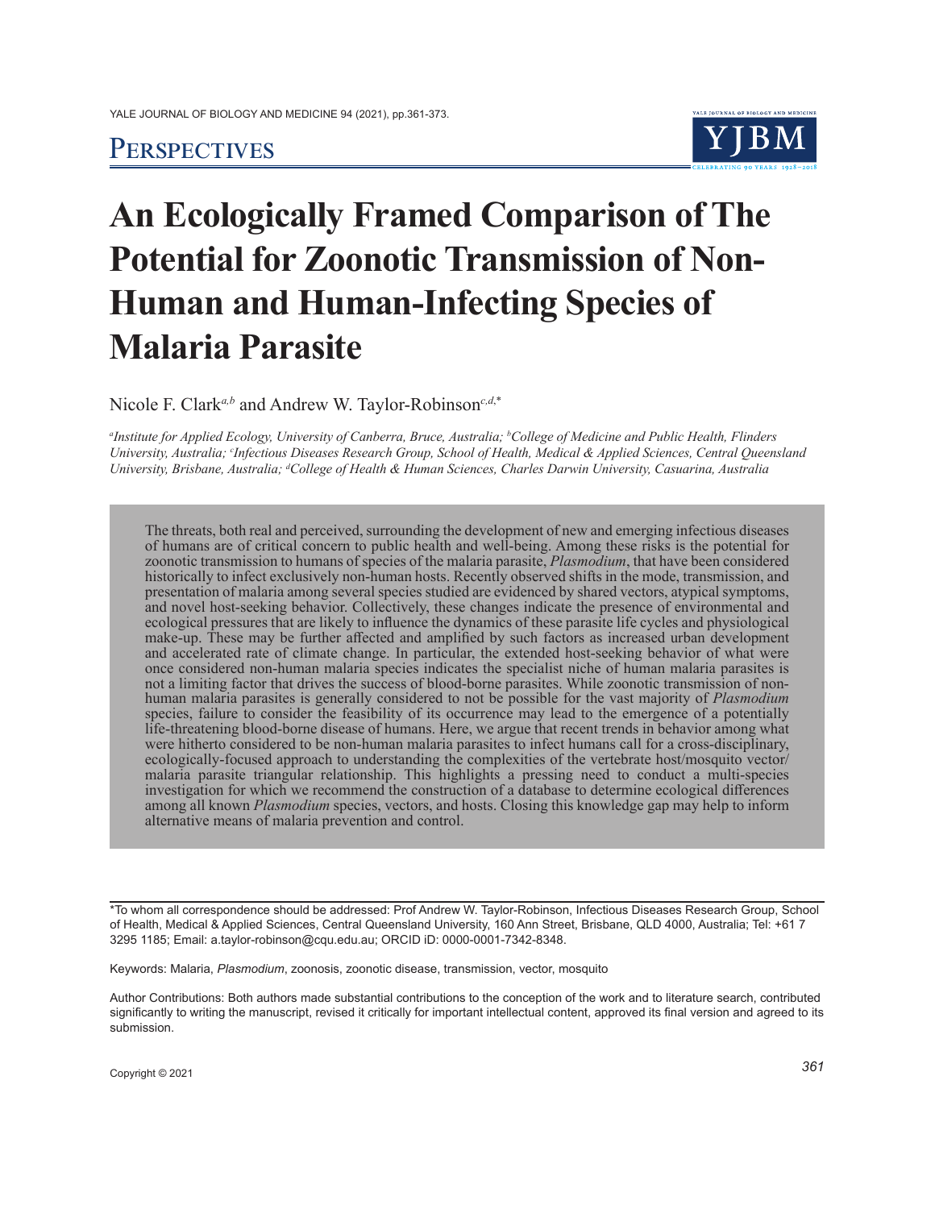# Perspectives

# An Ecologically Framed Comparison of The Potential for Zoonotic Transmission of Non-Human and Human-Infecting Species of Malaria Parasite

Nicole F. Clark[a,b] and Andrew W. Taylor-Robinson[c,d,*]

[a]*Institute for Applied Ecology, University of Canberra, Bruce, Australia;* [b]*College of Medicine and Public Health, Flinders University, Australia;* [c]*Infectious Diseases Research Group, School of Health, Medical & Applied Sciences, Central Queensland University, Brisbane, Australia;* [d]*College of Health & Human Sciences, Charles Darwin University, Casuarina, Australia*

The threats, both real and perceived, surrounding the development of new and emerging infectious diseases of humans are of critical concern to public health and well-being. Among these risks is the potential for zoonotic transmission to humans of species of the malaria parasite, *Plasmodium*, that have been considered historically to infect exclusively non-human hosts. Recently observed shifts in the mode, transmission, and presentation of malaria among several species studied are evidenced by shared vectors, atypical symptoms, and novel host-seeking behavior. Collectively, these changes indicate the presence of environmental and ecological pressures that are likely to influence the dynamics of these parasite life cycles and physiological make-up. These may be further affected and amplified by such factors as increased urban development and accelerated rate of climate change. In particular, the extended host-seeking behavior of what were once considered non-human malaria species indicates the specialist niche of human malaria parasites is not a limiting factor that drives the success of blood-borne parasites. While zoonotic transmission of non-human malaria parasites is generally considered to not be possible for the vast majority of *Plasmodium* species, failure to consider the feasibility of its occurrence may lead to the emergence of a potentially life-threatening blood-borne disease of humans. Here, we argue that recent trends in behavior among what were hitherto considered to be non-human malaria parasites to infect humans call for a cross-disciplinary, ecologically-focused approach to understanding the complexities of the vertebrate host/mosquito vector/malaria parasite triangular relationship. This highlights a pressing need to conduct a multi-species investigation for which we recommend the construction of a database to determine ecological differences among all known *Plasmodium* species, vectors, and hosts. Closing this knowledge gap may help to inform alternative means of malaria prevention and control.

*To whom all correspondence should be addressed: Prof Andrew W. Taylor-Robinson, Infectious Diseases Research Group, School of Health, Medical & Applied Sciences, Central Queensland University, 160 Ann Street, Brisbane, QLD 4000, Australia; Tel: +61 7 3295 1185; Email: a.taylor-robinson@cqu.edu.au; ORCID iD: 0000-0001-7342-8348.

Keywords: Malaria, *Plasmodium*, zoonosis, zoonotic disease, transmission, vector, mosquito

Author Contributions: Both authors made substantial contributions to the conception of the work and to literature search, contributed significantly to writing the manuscript, revised it critically for important intellectual content, approved its final version and agreed to its submission.

Copyright © 2021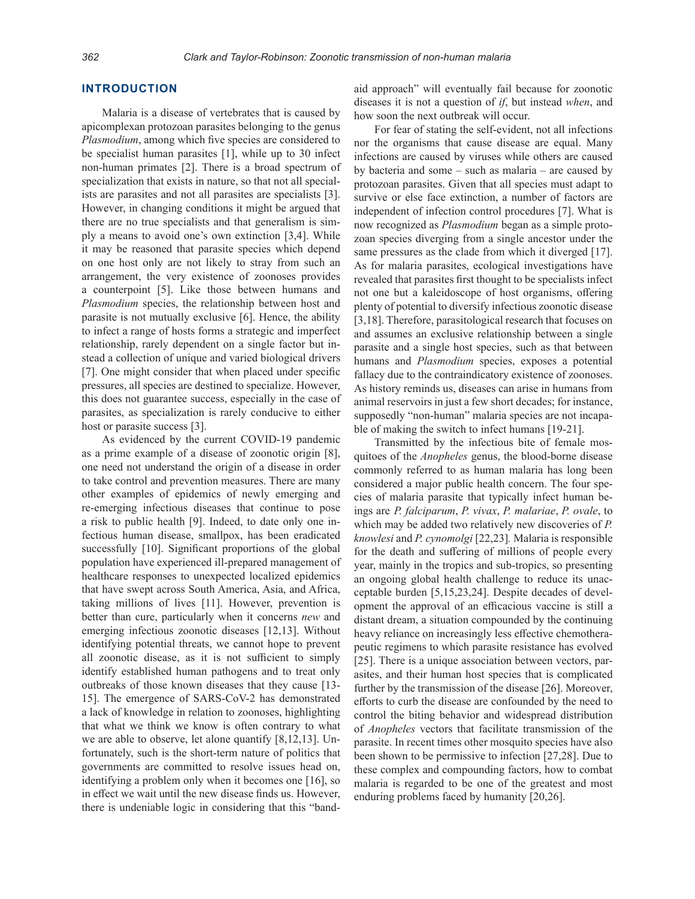## INTRODUCTION

Malaria is a disease of vertebrates that is caused by apicomplexan protozoan parasites belonging to the genus *Plasmodium*, among which five species are considered to be specialist human parasites [1], while up to 30 infect non-human primates [2]. There is a broad spectrum of specialization that exists in nature, so that not all specialists are parasites and not all parasites are specialists [3]. However, in changing conditions it might be argued that there are no true specialists and that generalism is simply a means to avoid one's own extinction [3,4]. While it may be reasoned that parasite species which depend on one host only are not likely to stray from such an arrangement, the very existence of zoonoses provides a counterpoint [5]. Like those between humans and *Plasmodium* species, the relationship between host and parasite is not mutually exclusive [6]. Hence, the ability to infect a range of hosts forms a strategic and imperfect relationship, rarely dependent on a single factor but instead a collection of unique and varied biological drivers [7]. One might consider that when placed under specific pressures, all species are destined to specialize. However, this does not guarantee success, especially in the case of parasites, as specialization is rarely conducive to either host or parasite success [3].

As evidenced by the current COVID-19 pandemic as a prime example of a disease of zoonotic origin [8], one need not understand the origin of a disease in order to take control and prevention measures. There are many other examples of epidemics of newly emerging and re-emerging infectious diseases that continue to pose a risk to public health [9]. Indeed, to date only one infectious human disease, smallpox, has been eradicated successfully [10]. Significant proportions of the global population have experienced ill-prepared management of healthcare responses to unexpected localized epidemics that have swept across South America, Asia, and Africa, taking millions of lives [11]. However, prevention is better than cure, particularly when it concerns *new* and emerging infectious zoonotic diseases [12,13]. Without identifying potential threats, we cannot hope to prevent all zoonotic disease, as it is not sufficient to simply identify established human pathogens and to treat only outbreaks of those known diseases that they cause [13-15]. The emergence of SARS-CoV-2 has demonstrated a lack of knowledge in relation to zoonoses, highlighting that what we think we know is often contrary to what we are able to observe, let alone quantify [8,12,13]. Unfortunately, such is the short-term nature of politics that governments are committed to resolve issues head on, identifying a problem only when it becomes one [16], so in effect we wait until the new disease finds us. However, there is undeniable logic in considering that this "band-aid approach" will eventually fail because for zoonotic diseases it is not a question of *if*, but instead *when*, and how soon the next outbreak will occur.

For fear of stating the self-evident, not all infections nor the organisms that cause disease are equal. Many infections are caused by viruses while others are caused by bacteria and some – such as malaria – are caused by protozoan parasites. Given that all species must adapt to survive or else face extinction, a number of factors are independent of infection control procedures [7]. What is now recognized as *Plasmodium* began as a simple protozoan species diverging from a single ancestor under the same pressures as the clade from which it diverged [17]. As for malaria parasites, ecological investigations have revealed that parasites first thought to be specialists infect not one but a kaleidoscope of host organisms, offering plenty of potential to diversify infectious zoonotic disease [3,18]. Therefore, parasitological research that focuses on and assumes an exclusive relationship between a single parasite and a single host species, such as that between humans and *Plasmodium* species, exposes a potential fallacy due to the contraindicatory existence of zoonoses. As history reminds us, diseases can arise in humans from animal reservoirs in just a few short decades; for instance, supposedly "non-human" malaria species are not incapable of making the switch to infect humans [19-21].

Transmitted by the infectious bite of female mosquitoes of the *Anopheles* genus, the blood-borne disease commonly referred to as human malaria has long been considered a major public health concern. The four species of malaria parasite that typically infect human beings are *P. falciparum*, *P. vivax*, *P. malariae*, *P. ovale*, to which may be added two relatively new discoveries of *P. knowlesi* and *P. cynomolgi* [22,23]. Malaria is responsible for the death and suffering of millions of people every year, mainly in the tropics and sub-tropics, so presenting an ongoing global health challenge to reduce its unacceptable burden [5,15,23,24]. Despite decades of development the approval of an efficacious vaccine is still a distant dream, a situation compounded by the continuing heavy reliance on increasingly less effective chemotherapeutic regimens to which parasite resistance has evolved [25]. There is a unique association between vectors, parasites, and their human host species that is complicated further by the transmission of the disease [26]. Moreover, efforts to curb the disease are confounded by the need to control the biting behavior and widespread distribution of *Anopheles* vectors that facilitate transmission of the parasite. In recent times other mosquito species have also been shown to be permissive to infection [27,28]. Due to these complex and compounding factors, how to combat malaria is regarded to be one of the greatest and most enduring problems faced by humanity [20,26].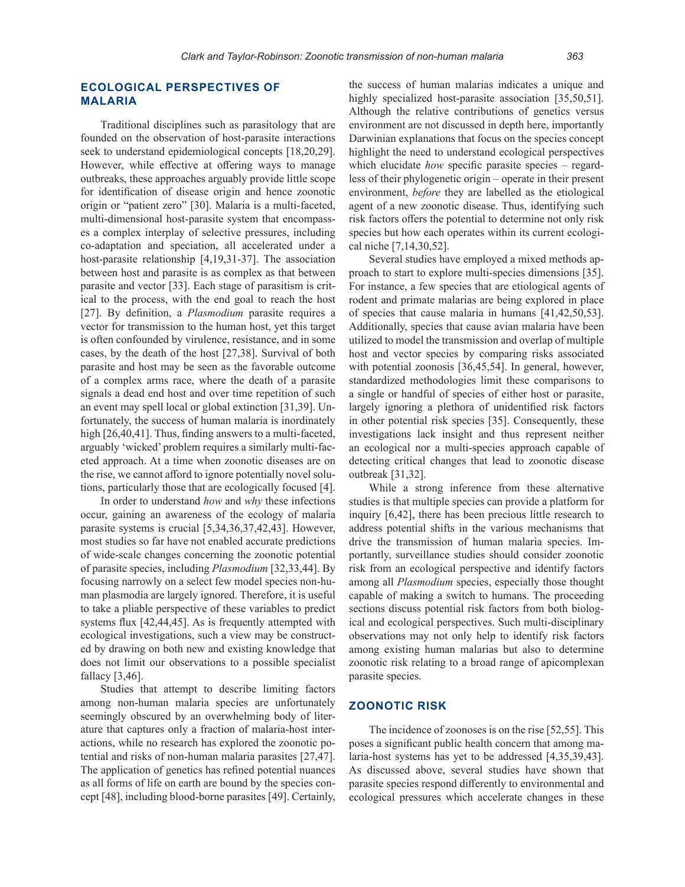## ECOLOGICAL PERSPECTIVES OF MALARIA

Traditional disciplines such as parasitology that are founded on the observation of host-parasite interactions seek to understand epidemiological concepts [18,20,29]. However, while effective at offering ways to manage outbreaks, these approaches arguably provide little scope for identification of disease origin and hence zoonotic origin or "patient zero" [30]. Malaria is a multi-faceted, multi-dimensional host-parasite system that encompasses a complex interplay of selective pressures, including co-adaptation and speciation, all accelerated under a host-parasite relationship [4,19,31-37]. The association between host and parasite is as complex as that between parasite and vector [33]. Each stage of parasitism is critical to the process, with the end goal to reach the host [27]. By definition, a *Plasmodium* parasite requires a vector for transmission to the human host, yet this target is often confounded by virulence, resistance, and in some cases, by the death of the host [27,38]. Survival of both parasite and host may be seen as the favorable outcome of a complex arms race, where the death of a parasite signals a dead end host and over time repetition of such an event may spell local or global extinction [31,39]. Unfortunately, the success of human malaria is inordinately high [26,40,41]. Thus, finding answers to a multi-faceted, arguably 'wicked' problem requires a similarly multi-faceted approach. At a time when zoonotic diseases are on the rise, we cannot afford to ignore potentially novel solutions, particularly those that are ecologically focused [4].

In order to understand *how* and *why* these infections occur, gaining an awareness of the ecology of malaria parasite systems is crucial [5,34,36,37,42,43]. However, most studies so far have not enabled accurate predictions of wide-scale changes concerning the zoonotic potential of parasite species, including *Plasmodium* [32,33,44]. By focusing narrowly on a select few model species non-human plasmodia are largely ignored. Therefore, it is useful to take a pliable perspective of these variables to predict systems flux [42,44,45]. As is frequently attempted with ecological investigations, such a view may be constructed by drawing on both new and existing knowledge that does not limit our observations to a possible specialist fallacy [3,46].

Studies that attempt to describe limiting factors among non-human malaria species are unfortunately seemingly obscured by an overwhelming body of literature that captures only a fraction of malaria-host interactions, while no research has explored the zoonotic potential and risks of non-human malaria parasites [27,47]. The application of genetics has refined potential nuances as all forms of life on earth are bound by the species concept [48], including blood-borne parasites [49]. Certainly, the success of human malarias indicates a unique and highly specialized host-parasite association [35,50,51]. Although the relative contributions of genetics versus environment are not discussed in depth here, importantly Darwinian explanations that focus on the species concept highlight the need to understand ecological perspectives which elucidate *how* specific parasite species – regardless of their phylogenetic origin – operate in their present environment, *before* they are labelled as the etiological agent of a new zoonotic disease. Thus, identifying such risk factors offers the potential to determine not only risk species but how each operates within its current ecological niche [7,14,30,52].

Several studies have employed a mixed methods approach to start to explore multi-species dimensions [35]. For instance, a few species that are etiological agents of rodent and primate malarias are being explored in place of species that cause malaria in humans [41,42,50,53]. Additionally, species that cause avian malaria have been utilized to model the transmission and overlap of multiple host and vector species by comparing risks associated with potential zoonosis [36,45,54]. In general, however, standardized methodologies limit these comparisons to a single or handful of species of either host or parasite, largely ignoring a plethora of unidentified risk factors in other potential risk species [35]. Consequently, these investigations lack insight and thus represent neither an ecological nor a multi-species approach capable of detecting critical changes that lead to zoonotic disease outbreak [31,32].

While a strong inference from these alternative studies is that multiple species can provide a platform for inquiry [6,42], there has been precious little research to address potential shifts in the various mechanisms that drive the transmission of human malaria species. Importantly, surveillance studies should consider zoonotic risk from an ecological perspective and identify factors among all *Plasmodium* species, especially those thought capable of making a switch to humans. The proceeding sections discuss potential risk factors from both biological and ecological perspectives. Such multi-disciplinary observations may not only help to identify risk factors among existing human malarias but also to determine zoonotic risk relating to a broad range of apicomplexan parasite species.

## ZOONOTIC RISK

The incidence of zoonoses is on the rise [52,55]. This poses a significant public health concern that among malaria-host systems has yet to be addressed [4,35,39,43]. As discussed above, several studies have shown that parasite species respond differently to environmental and ecological pressures which accelerate changes in these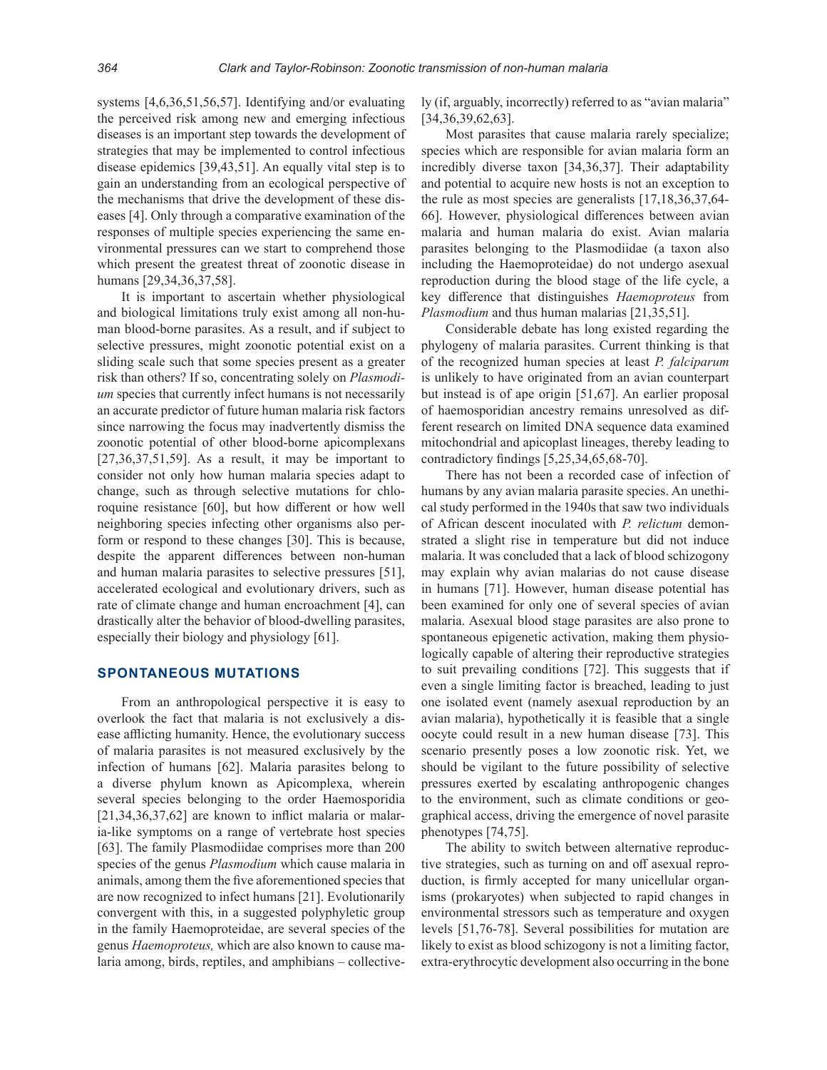systems [4,6,36,51,56,57]. Identifying and/or evaluating the perceived risk among new and emerging infectious diseases is an important step towards the development of strategies that may be implemented to control infectious disease epidemics [39,43,51]. An equally vital step is to gain an understanding from an ecological perspective of the mechanisms that drive the development of these diseases [4]. Only through a comparative examination of the responses of multiple species experiencing the same environmental pressures can we start to comprehend those which present the greatest threat of zoonotic disease in humans [29,34,36,37,58].

It is important to ascertain whether physiological and biological limitations truly exist among all non-human blood-borne parasites. As a result, and if subject to selective pressures, might zoonotic potential exist on a sliding scale such that some species present as a greater risk than others? If so, concentrating solely on *Plasmodium* species that currently infect humans is not necessarily an accurate predictor of future human malaria risk factors since narrowing the focus may inadvertently dismiss the zoonotic potential of other blood-borne apicomplexans [27,36,37,51,59]. As a result, it may be important to consider not only how human malaria species adapt to change, such as through selective mutations for chloroquine resistance [60], but how different or how well neighboring species infecting other organisms also perform or respond to these changes [30]. This is because, despite the apparent differences between non-human and human malaria parasites to selective pressures [51], accelerated ecological and evolutionary drivers, such as rate of climate change and human encroachment [4], can drastically alter the behavior of blood-dwelling parasites, especially their biology and physiology [61].

## SPONTANEOUS MUTATIONS

From an anthropological perspective it is easy to overlook the fact that malaria is not exclusively a disease afflicting humanity. Hence, the evolutionary success of malaria parasites is not measured exclusively by the infection of humans [62]. Malaria parasites belong to a diverse phylum known as Apicomplexa, wherein several species belonging to the order Haemosporidia [21,34,36,37,62] are known to inflict malaria or malaria-like symptoms on a range of vertebrate host species [63]. The family Plasmodiidae comprises more than 200 species of the genus *Plasmodium* which cause malaria in animals, among them the five aforementioned species that are now recognized to infect humans [21]. Evolutionarily convergent with this, in a suggested polyphyletic group in the family Haemoproteidae, are several species of the genus *Haemoproteus,* which are also known to cause malaria among, birds, reptiles, and amphibians – collectively (if, arguably, incorrectly) referred to as "avian malaria" [34,36,39,62,63].

Most parasites that cause malaria rarely specialize; species which are responsible for avian malaria form an incredibly diverse taxon [34,36,37]. Their adaptability and potential to acquire new hosts is not an exception to the rule as most species are generalists [17,18,36,37,64-66]. However, physiological differences between avian malaria and human malaria do exist. Avian malaria parasites belonging to the Plasmodiidae (a taxon also including the Haemoproteidae) do not undergo asexual reproduction during the blood stage of the life cycle, a key difference that distinguishes *Haemoproteus* from *Plasmodium* and thus human malarias [21,35,51].

Considerable debate has long existed regarding the phylogeny of malaria parasites. Current thinking is that of the recognized human species at least *P. falciparum* is unlikely to have originated from an avian counterpart but instead is of ape origin [51,67]. An earlier proposal of haemosporidian ancestry remains unresolved as different research on limited DNA sequence data examined mitochondrial and apicoplast lineages, thereby leading to contradictory findings [5,25,34,65,68-70].

There has not been a recorded case of infection of humans by any avian malaria parasite species. An unethical study performed in the 1940s that saw two individuals of African descent inoculated with *P. relictum* demonstrated a slight rise in temperature but did not induce malaria. It was concluded that a lack of blood schizogony may explain why avian malarias do not cause disease in humans [71]. However, human disease potential has been examined for only one of several species of avian malaria. Asexual blood stage parasites are also prone to spontaneous epigenetic activation, making them physiologically capable of altering their reproductive strategies to suit prevailing conditions [72]. This suggests that if even a single limiting factor is breached, leading to just one isolated event (namely asexual reproduction by an avian malaria), hypothetically it is feasible that a single oocyte could result in a new human disease [73]. This scenario presently poses a low zoonotic risk. Yet, we should be vigilant to the future possibility of selective pressures exerted by escalating anthropogenic changes to the environment, such as climate conditions or geographical access, driving the emergence of novel parasite phenotypes [74,75].

The ability to switch between alternative reproductive strategies, such as turning on and off asexual reproduction, is firmly accepted for many unicellular organisms (prokaryotes) when subjected to rapid changes in environmental stressors such as temperature and oxygen levels [51,76-78]. Several possibilities for mutation are likely to exist as blood schizogony is not a limiting factor, extra-erythrocytic development also occurring in the bone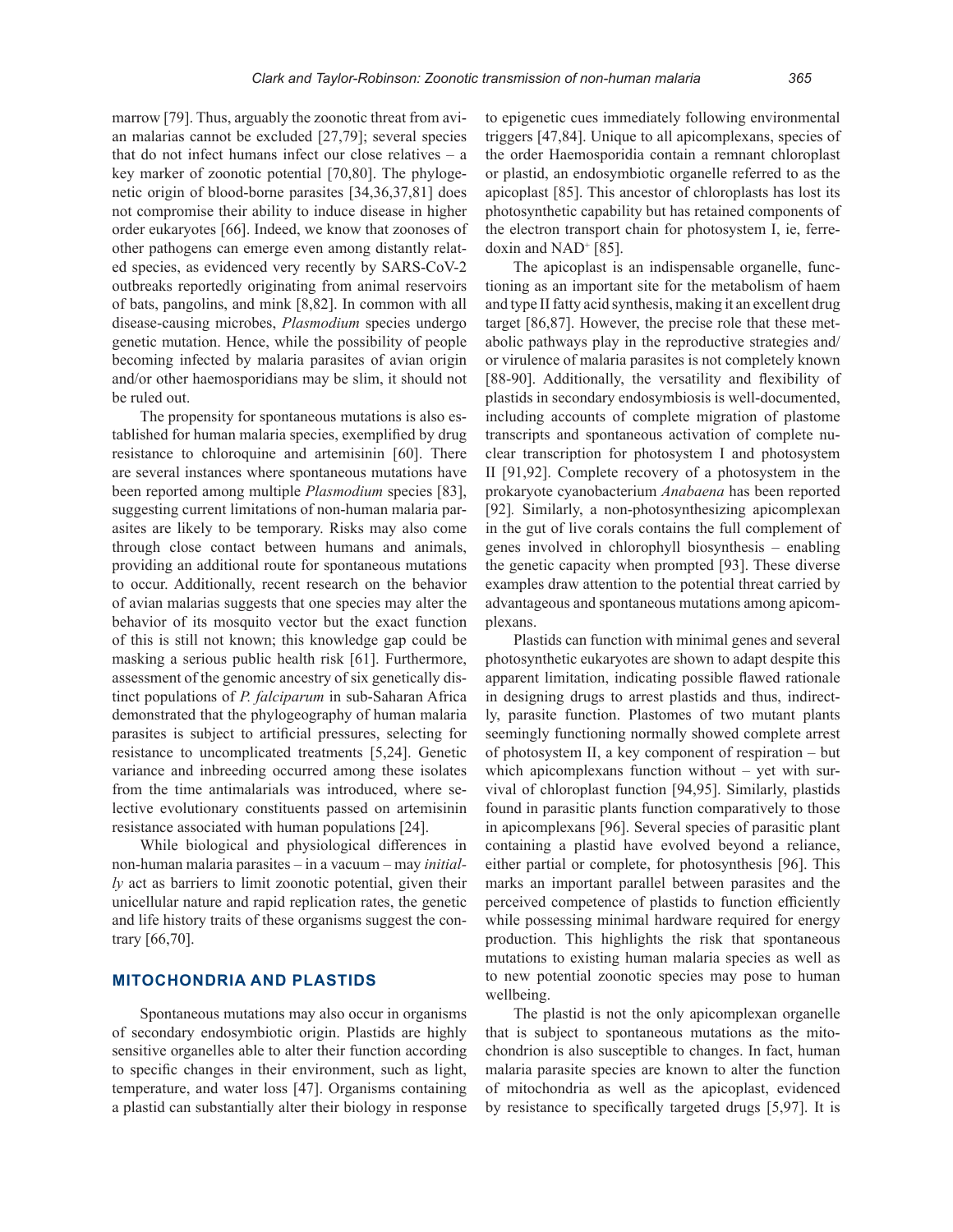marrow [79]. Thus, arguably the zoonotic threat from avian malarias cannot be excluded [27,79]; several species that do not infect humans infect our close relatives – a key marker of zoonotic potential [70,80]. The phylogenetic origin of blood-borne parasites [34,36,37,81] does not compromise their ability to induce disease in higher order eukaryotes [66]. Indeed, we know that zoonoses of other pathogens can emerge even among distantly related species, as evidenced very recently by SARS-CoV-2 outbreaks reportedly originating from animal reservoirs of bats, pangolins, and mink [8,82]. In common with all disease-causing microbes, *Plasmodium* species undergo genetic mutation. Hence, while the possibility of people becoming infected by malaria parasites of avian origin and/or other haemosporidians may be slim, it should not be ruled out.

The propensity for spontaneous mutations is also established for human malaria species, exemplified by drug resistance to chloroquine and artemisinin [60]. There are several instances where spontaneous mutations have been reported among multiple *Plasmodium* species [83], suggesting current limitations of non-human malaria parasites are likely to be temporary. Risks may also come through close contact between humans and animals, providing an additional route for spontaneous mutations to occur. Additionally, recent research on the behavior of avian malarias suggests that one species may alter the behavior of its mosquito vector but the exact function of this is still not known; this knowledge gap could be masking a serious public health risk [61]. Furthermore, assessment of the genomic ancestry of six genetically distinct populations of *P. falciparum* in sub-Saharan Africa demonstrated that the phylogeography of human malaria parasites is subject to artificial pressures, selecting for resistance to uncomplicated treatments [5,24]. Genetic variance and inbreeding occurred among these isolates from the time antimalarials was introduced, where selective evolutionary constituents passed on artemisinin resistance associated with human populations [24].

While biological and physiological differences in non-human malaria parasites – in a vacuum – may *initially* act as barriers to limit zoonotic potential, given their unicellular nature and rapid replication rates, the genetic and life history traits of these organisms suggest the contrary [66,70].

## MITOCHONDRIA AND PLASTIDS

Spontaneous mutations may also occur in organisms of secondary endosymbiotic origin. Plastids are highly sensitive organelles able to alter their function according to specific changes in their environment, such as light, temperature, and water loss [47]. Organisms containing a plastid can substantially alter their biology in response to epigenetic cues immediately following environmental triggers [47,84]. Unique to all apicomplexans, species of the order Haemosporidia contain a remnant chloroplast or plastid, an endosymbiotic organelle referred to as the apicoplast [85]. This ancestor of chloroplasts has lost its photosynthetic capability but has retained components of the electron transport chain for photosystem I, ie, ferredoxin and $NAD^+$ [85].

The apicoplast is an indispensable organelle, functioning as an important site for the metabolism of haem and type II fatty acid synthesis, making it an excellent drug target [86,87]. However, the precise role that these metabolic pathways play in the reproductive strategies and/or virulence of malaria parasites is not completely known [88-90]. Additionally, the versatility and flexibility of plastids in secondary endosymbiosis is well-documented, including accounts of complete migration of plastome transcripts and spontaneous activation of complete nuclear transcription for photosystem I and photosystem II [91,92]. Complete recovery of a photosystem in the prokaryote cyanobacterium *Anabaena* has been reported [92]. Similarly, a non-photosynthesizing apicomplexan in the gut of live corals contains the full complement of genes involved in chlorophyll biosynthesis – enabling the genetic capacity when prompted [93]. These diverse examples draw attention to the potential threat carried by advantageous and spontaneous mutations among apicomplexans.

Plastids can function with minimal genes and several photosynthetic eukaryotes are shown to adapt despite this apparent limitation, indicating possible flawed rationale in designing drugs to arrest plastids and thus, indirectly, parasite function. Plastomes of two mutant plants seemingly functioning normally showed complete arrest of photosystem II, a key component of respiration – but which apicomplexans function without – yet with survival of chloroplast function [94,95]. Similarly, plastids found in parasitic plants function comparatively to those in apicomplexans [96]. Several species of parasitic plant containing a plastid have evolved beyond a reliance, either partial or complete, for photosynthesis [96]. This marks an important parallel between parasites and the perceived competence of plastids to function efficiently while possessing minimal hardware required for energy production. This highlights the risk that spontaneous mutations to existing human malaria species as well as to new potential zoonotic species may pose to human wellbeing.

The plastid is not the only apicomplexan organelle that is subject to spontaneous mutations as the mitochondrion is also susceptible to changes. In fact, human malaria parasite species are known to alter the function of mitochondria as well as the apicoplast, evidenced by resistance to specifically targeted drugs [5,97]. It is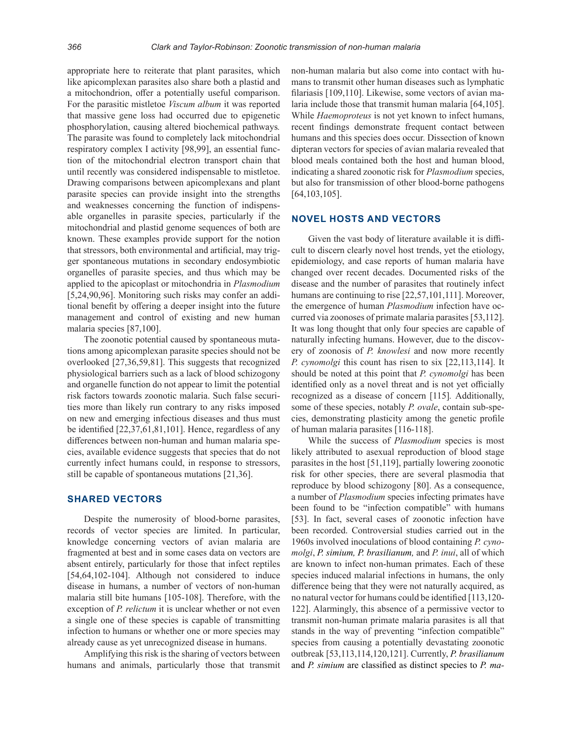appropriate here to reiterate that plant parasites, which like apicomplexan parasites also share both a plastid and a mitochondrion, offer a potentially useful comparison. For the parasitic mistletoe *Viscum album* it was reported that massive gene loss had occurred due to epigenetic phosphorylation, causing altered biochemical pathways. The parasite was found to completely lack mitochondrial respiratory complex I activity [98,99], an essential function of the mitochondrial electron transport chain that until recently was considered indispensable to mistletoe. Drawing comparisons between apicomplexans and plant parasite species can provide insight into the strengths and weaknesses concerning the function of indispensable organelles in parasite species, particularly if the mitochondrial and plastid genome sequences of both are known. These examples provide support for the notion that stressors, both environmental and artificial, may trigger spontaneous mutations in secondary endosymbiotic organelles of parasite species, and thus which may be applied to the apicoplast or mitochondria in *Plasmodium* [5,24,90,96]. Monitoring such risks may confer an additional benefit by offering a deeper insight into the future management and control of existing and new human malaria species [87,100].

The zoonotic potential caused by spontaneous mutations among apicomplexan parasite species should not be overlooked [27,36,59,81]. This suggests that recognized physiological barriers such as a lack of blood schizogony and organelle function do not appear to limit the potential risk factors towards zoonotic malaria. Such false securities more than likely run contrary to any risks imposed on new and emerging infectious diseases and thus must be identified [22,37,61,81,101]. Hence, regardless of any differences between non-human and human malaria species, available evidence suggests that species that do not currently infect humans could, in response to stressors, still be capable of spontaneous mutations [21,36].

## SHARED VECTORS

Despite the numerosity of blood-borne parasites, records of vector species are limited. In particular, knowledge concerning vectors of avian malaria are fragmented at best and in some cases data on vectors are absent entirely, particularly for those that infect reptiles [54,64,102-104]. Although not considered to induce disease in humans, a number of vectors of non-human malaria still bite humans [105-108]. Therefore, with the exception of *P. relictum* it is unclear whether or not even a single one of these species is capable of transmitting infection to humans or whether one or more species may already cause as yet unrecognized disease in humans.

Amplifying this risk is the sharing of vectors between humans and animals, particularly those that transmit non-human malaria but also come into contact with humans to transmit other human diseases such as lymphatic filariasis [109,110]. Likewise, some vectors of avian malaria include those that transmit human malaria [64,105]. While *Haemoproteus* is not yet known to infect humans, recent findings demonstrate frequent contact between humans and this species does occur. Dissection of known dipteran vectors for species of avian malaria revealed that blood meals contained both the host and human blood, indicating a shared zoonotic risk for *Plasmodium* species, but also for transmission of other blood-borne pathogens [64,103,105].

## NOVEL HOSTS AND VECTORS

Given the vast body of literature available it is difficult to discern clearly novel host trends, yet the etiology, epidemiology, and case reports of human malaria have changed over recent decades. Documented risks of the disease and the number of parasites that routinely infect humans are continuing to rise [22,57,101,111]. Moreover, the emergence of human *Plasmodium* infection have occurred via zoonoses of primate malaria parasites [53,112]. It was long thought that only four species are capable of naturally infecting humans. However, due to the discovery of zoonosis of *P. knowlesi* and now more recently *P. cynomolgi* this count has risen to six [22,113,114]. It should be noted at this point that *P. cynomolgi* has been identified only as a novel threat and is not yet officially recognized as a disease of concern [115]. Additionally, some of these species, notably *P. ovale*, contain sub-species, demonstrating plasticity among the genetic profile of human malaria parasites [116-118].

While the success of *Plasmodium* species is most likely attributed to asexual reproduction of blood stage parasites in the host [51,119], partially lowering zoonotic risk for other species, there are several plasmodia that reproduce by blood schizogony [80]. As a consequence, a number of *Plasmodium* species infecting primates have been found to be "infection compatible" with humans [53]. In fact, several cases of zoonotic infection have been recorded. Controversial studies carried out in the 1960s involved inoculations of blood containing *P. cynomolgi*, *P. simium, P. brasilianum,* and *P. inui*, all of which are known to infect non-human primates. Each of these species induced malarial infections in humans, the only difference being that they were not naturally acquired, as no natural vector for humans could be identified [113,120-122]. Alarmingly, this absence of a permissive vector to transmit non-human primate malaria parasites is all that stands in the way of preventing "infection compatible" species from causing a potentially devastating zoonotic outbreak [53,113,114,120,121]. Currently, *P. brasilianum* and *P. simium* are classified as distinct species to *P. ma-*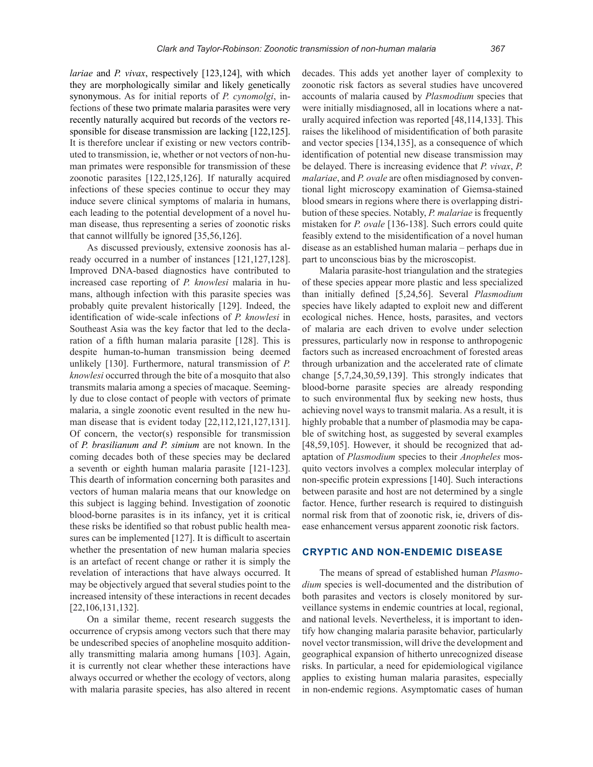*lariae* and *P. vivax*, respectively [123,124], with which they are morphologically similar and likely genetically synonymous. As for initial reports of *P. cynomolgi*, infections of these two primate malaria parasites were very recently naturally acquired but records of the vectors responsible for disease transmission are lacking [122,125]. It is therefore unclear if existing or new vectors contributed to transmission, ie, whether or not vectors of non-human primates were responsible for transmission of these zoonotic parasites [122,125,126]. If naturally acquired infections of these species continue to occur they may induce severe clinical symptoms of malaria in humans, each leading to the potential development of a novel human disease, thus representing a series of zoonotic risks that cannot willfully be ignored [35,56,126].

As discussed previously, extensive zoonosis has already occurred in a number of instances [121,127,128]. Improved DNA-based diagnostics have contributed to increased case reporting of *P. knowlesi* malaria in humans, although infection with this parasite species was probably quite prevalent historically [129]. Indeed, the identification of wide-scale infections of *P. knowlesi* in Southeast Asia was the key factor that led to the declaration of a fifth human malaria parasite [128]. This is despite human-to-human transmission being deemed unlikely [130]. Furthermore, natural transmission of *P. knowlesi* occurred through the bite of a mosquito that also transmits malaria among a species of macaque. Seemingly due to close contact of people with vectors of primate malaria, a single zoonotic event resulted in the new human disease that is evident today [22,112,121,127,131]. Of concern, the vector(s) responsible for transmission of *P. brasilianum and P. simium* are not known. In the coming decades both of these species may be declared a seventh or eighth human malaria parasite [121-123]. This dearth of information concerning both parasites and vectors of human malaria means that our knowledge on this subject is lagging behind. Investigation of zoonotic blood-borne parasites is in its infancy, yet it is critical these risks be identified so that robust public health measures can be implemented [127]. It is difficult to ascertain whether the presentation of new human malaria species is an artefact of recent change or rather it is simply the revelation of interactions that have always occurred. It may be objectively argued that several studies point to the increased intensity of these interactions in recent decades [22,106,131,132].

On a similar theme, recent research suggests the occurrence of crypsis among vectors such that there may be undescribed species of anopheline mosquito additionally transmitting malaria among humans [103]. Again, it is currently not clear whether these interactions have always occurred or whether the ecology of vectors, along with malaria parasite species, has also altered in recent decades. This adds yet another layer of complexity to zoonotic risk factors as several studies have uncovered accounts of malaria caused by *Plasmodium* species that were initially misdiagnosed, all in locations where a naturally acquired infection was reported [48,114,133]. This raises the likelihood of misidentification of both parasite and vector species [134,135], as a consequence of which identification of potential new disease transmission may be delayed. There is increasing evidence that *P. vivax*, *P. malariae*, and *P. ovale* are often misdiagnosed by conventional light microscopy examination of Giemsa-stained blood smears in regions where there is overlapping distribution of these species. Notably, *P. malariae* is frequently mistaken for *P. ovale* [136-138]. Such errors could quite feasibly extend to the misidentification of a novel human disease as an established human malaria – perhaps due in part to unconscious bias by the microscopist.

Malaria parasite-host triangulation and the strategies of these species appear more plastic and less specialized than initially defined [5,24,56]. Several *Plasmodium* species have likely adapted to exploit new and different ecological niches. Hence, hosts, parasites, and vectors of malaria are each driven to evolve under selection pressures, particularly now in response to anthropogenic factors such as increased encroachment of forested areas through urbanization and the accelerated rate of climate change [5,7,24,30,59,139]. This strongly indicates that blood-borne parasite species are already responding to such environmental flux by seeking new hosts, thus achieving novel ways to transmit malaria. As a result, it is highly probable that a number of plasmodia may be capable of switching host, as suggested by several examples [48,59,105]. However, it should be recognized that adaptation of *Plasmodium* species to their *Anopheles* mosquito vectors involves a complex molecular interplay of non-specific protein expressions [140]. Such interactions between parasite and host are not determined by a single factor. Hence, further research is required to distinguish normal risk from that of zoonotic risk, ie, drivers of disease enhancement versus apparent zoonotic risk factors.

## CRYPTIC AND NON-ENDEMIC DISEASE

The means of spread of established human *Plasmodium* species is well-documented and the distribution of both parasites and vectors is closely monitored by surveillance systems in endemic countries at local, regional, and national levels. Nevertheless, it is important to identify how changing malaria parasite behavior, particularly novel vector transmission, will drive the development and geographical expansion of hitherto unrecognized disease risks. In particular, a need for epidemiological vigilance applies to existing human malaria parasites, especially in non-endemic regions. Asymptomatic cases of human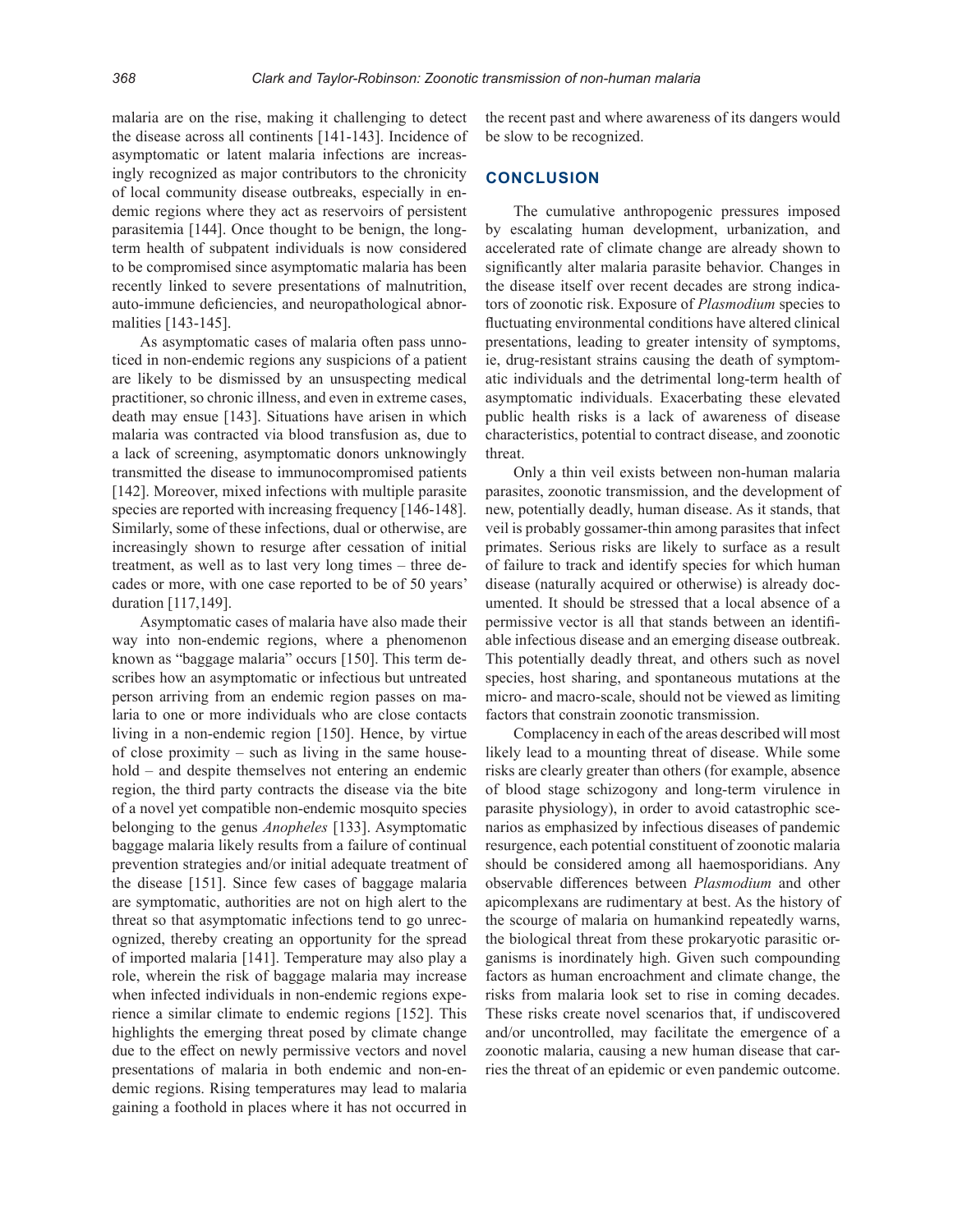malaria are on the rise, making it challenging to detect the disease across all continents [141-143]. Incidence of asymptomatic or latent malaria infections are increasingly recognized as major contributors to the chronicity of local community disease outbreaks, especially in endemic regions where they act as reservoirs of persistent parasitemia [144]. Once thought to be benign, the long-term health of subpatent individuals is now considered to be compromised since asymptomatic malaria has been recently linked to severe presentations of malnutrition, auto-immune deficiencies, and neuropathological abnormalities [143-145].

As asymptomatic cases of malaria often pass unnoticed in non-endemic regions any suspicions of a patient are likely to be dismissed by an unsuspecting medical practitioner, so chronic illness, and even in extreme cases, death may ensue [143]. Situations have arisen in which malaria was contracted via blood transfusion as, due to a lack of screening, asymptomatic donors unknowingly transmitted the disease to immunocompromised patients [142]. Moreover, mixed infections with multiple parasite species are reported with increasing frequency [146-148]. Similarly, some of these infections, dual or otherwise, are increasingly shown to resurge after cessation of initial treatment, as well as to last very long times – three decades or more, with one case reported to be of 50 years' duration [117,149].

Asymptomatic cases of malaria have also made their way into non-endemic regions, where a phenomenon known as "baggage malaria" occurs [150]. This term describes how an asymptomatic or infectious but untreated person arriving from an endemic region passes on malaria to one or more individuals who are close contacts living in a non-endemic region [150]. Hence, by virtue of close proximity – such as living in the same household – and despite themselves not entering an endemic region, the third party contracts the disease via the bite of a novel yet compatible non-endemic mosquito species belonging to the genus *Anopheles* [133]. Asymptomatic baggage malaria likely results from a failure of continual prevention strategies and/or initial adequate treatment of the disease [151]. Since few cases of baggage malaria are symptomatic, authorities are not on high alert to the threat so that asymptomatic infections tend to go unrecognized, thereby creating an opportunity for the spread of imported malaria [141]. Temperature may also play a role, wherein the risk of baggage malaria may increase when infected individuals in non-endemic regions experience a similar climate to endemic regions [152]. This highlights the emerging threat posed by climate change due to the effect on newly permissive vectors and novel presentations of malaria in both endemic and non-endemic regions. Rising temperatures may lead to malaria gaining a foothold in places where it has not occurred in the recent past and where awareness of its dangers would be slow to be recognized.

## CONCLUSION

The cumulative anthropogenic pressures imposed by escalating human development, urbanization, and accelerated rate of climate change are already shown to significantly alter malaria parasite behavior. Changes in the disease itself over recent decades are strong indicators of zoonotic risk. Exposure of *Plasmodium* species to fluctuating environmental conditions have altered clinical presentations, leading to greater intensity of symptoms, ie, drug-resistant strains causing the death of symptomatic individuals and the detrimental long-term health of asymptomatic individuals. Exacerbating these elevated public health risks is a lack of awareness of disease characteristics, potential to contract disease, and zoonotic threat.

Only a thin veil exists between non-human malaria parasites, zoonotic transmission, and the development of new, potentially deadly, human disease. As it stands, that veil is probably gossamer-thin among parasites that infect primates. Serious risks are likely to surface as a result of failure to track and identify species for which human disease (naturally acquired or otherwise) is already documented. It should be stressed that a local absence of a permissive vector is all that stands between an identifiable infectious disease and an emerging disease outbreak. This potentially deadly threat, and others such as novel species, host sharing, and spontaneous mutations at the micro- and macro-scale, should not be viewed as limiting factors that constrain zoonotic transmission.

Complacency in each of the areas described will most likely lead to a mounting threat of disease. While some risks are clearly greater than others (for example, absence of blood stage schizogony and long-term virulence in parasite physiology), in order to avoid catastrophic scenarios as emphasized by infectious diseases of pandemic resurgence, each potential constituent of zoonotic malaria should be considered among all haemosporidians. Any observable differences between *Plasmodium* and other apicomplexans are rudimentary at best. As the history of the scourge of malaria on humankind repeatedly warns, the biological threat from these prokaryotic parasitic organisms is inordinately high. Given such compounding factors as human encroachment and climate change, the risks from malaria look set to rise in coming decades. These risks create novel scenarios that, if undiscovered and/or uncontrolled, may facilitate the emergence of a zoonotic malaria, causing a new human disease that carries the threat of an epidemic or even pandemic outcome.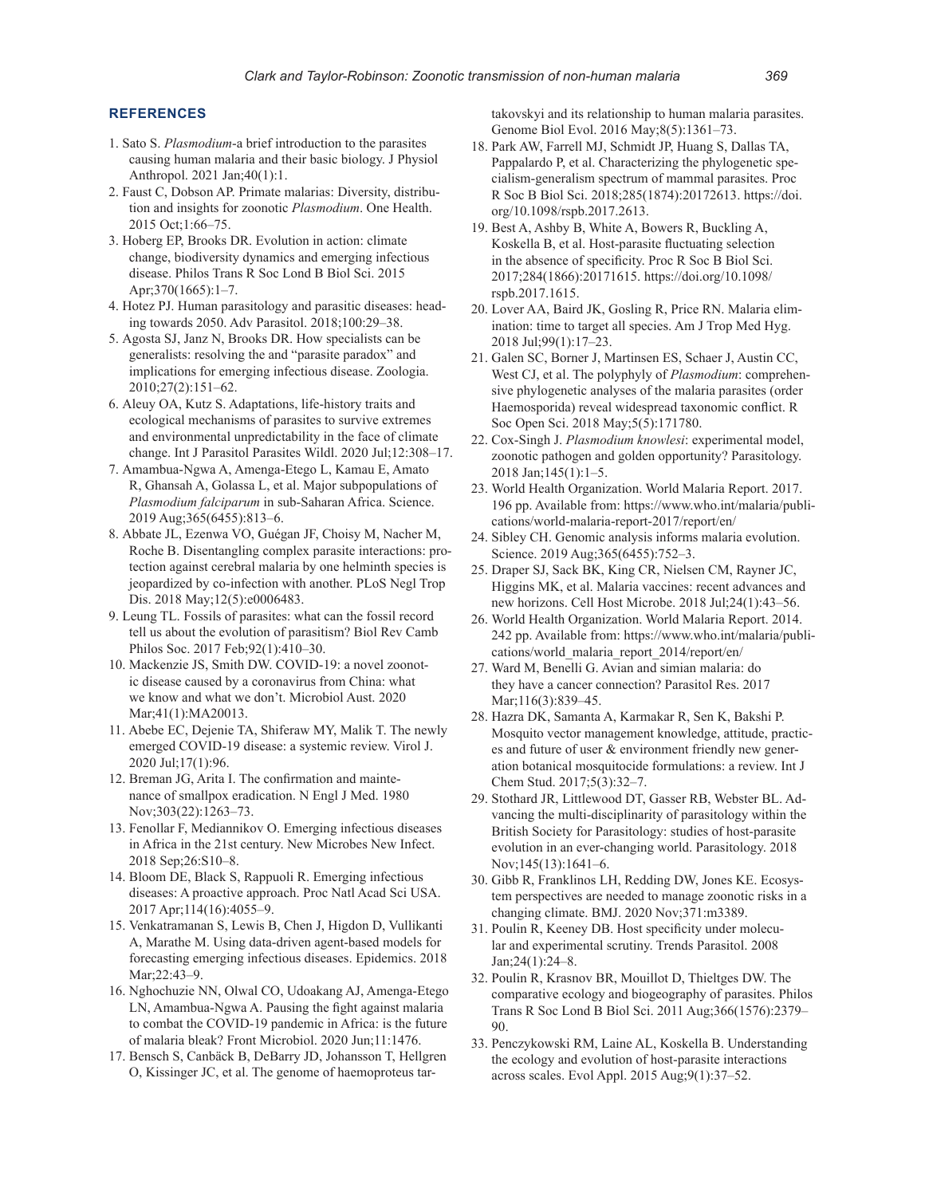## REFERENCES

1. Sato S. *Plasmodium*-a brief introduction to the parasites causing human malaria and their basic biology. J Physiol Anthropol. 2021 Jan;40(1):1.
2. Faust C, Dobson AP. Primate malarias: Diversity, distribution and insights for zoonotic *Plasmodium*. One Health. 2015 Oct;1:66–75.
3. Hoberg EP, Brooks DR. Evolution in action: climate change, biodiversity dynamics and emerging infectious disease. Philos Trans R Soc Lond B Biol Sci. 2015 Apr;370(1665):1–7.
4. Hotez PJ. Human parasitology and parasitic diseases: heading towards 2050. Adv Parasitol. 2018;100:29–38.
5. Agosta SJ, Janz N, Brooks DR. How specialists can be generalists: resolving the and "parasite paradox" and implications for emerging infectious disease. Zoologia. 2010;27(2):151–62.
6. Aleuy OA, Kutz S. Adaptations, life-history traits and ecological mechanisms of parasites to survive extremes and environmental unpredictability in the face of climate change. Int J Parasitol Parasites Wildl. 2020 Jul;12:308–17.
7. Amambua-Ngwa A, Amenga-Etego L, Kamau E, Amato R, Ghansah A, Golassa L, et al. Major subpopulations of *Plasmodium falciparum* in sub-Saharan Africa. Science. 2019 Aug;365(6455):813–6.
8. Abbate JL, Ezenwa VO, Guégan JF, Choisy M, Nacher M, Roche B. Disentangling complex parasite interactions: protection against cerebral malaria by one helminth species is jeopardized by co-infection with another. PLoS Negl Trop Dis. 2018 May;12(5):e0006483.
9. Leung TL. Fossils of parasites: what can the fossil record tell us about the evolution of parasitism? Biol Rev Camb Philos Soc. 2017 Feb;92(1):410–30.
10. Mackenzie JS, Smith DW. COVID-19: a novel zoonotic disease caused by a coronavirus from China: what we know and what we don't. Microbiol Aust. 2020 Mar;41(1):MA20013.
11. Abebe EC, Dejenie TA, Shiferaw MY, Malik T. The newly emerged COVID-19 disease: a systemic review. Virol J. 2020 Jul;17(1):96.
12. Breman JG, Arita I. The confirmation and maintenance of smallpox eradication. N Engl J Med. 1980 Nov;303(22):1263–73.
13. Fenollar F, Mediannikov O. Emerging infectious diseases in Africa in the 21st century. New Microbes New Infect. 2018 Sep;26:S10–8.
14. Bloom DE, Black S, Rappuoli R. Emerging infectious diseases: A proactive approach. Proc Natl Acad Sci USA. 2017 Apr;114(16):4055–9.
15. Venkatramanan S, Lewis B, Chen J, Higdon D, Vullikanti A, Marathe M. Using data-driven agent-based models for forecasting emerging infectious diseases. Epidemics. 2018 Mar;22:43–9.
16. Nghochuzie NN, Olwal CO, Udoakang AJ, Amenga-Etego LN, Amambua-Ngwa A. Pausing the fight against malaria to combat the COVID-19 pandemic in Africa: is the future of malaria bleak? Front Microbiol. 2020 Jun;11:1476.
17. Bensch S, Canbäck B, DeBarry JD, Johansson T, Hellgren O, Kissinger JC, et al. The genome of haemoproteus tartakovskyi and its relationship to human malaria parasites. Genome Biol Evol. 2016 May;8(5):1361–73.
18. Park AW, Farrell MJ, Schmidt JP, Huang S, Dallas TA, Pappalardo P, et al. Characterizing the phylogenetic specialism-generalism spectrum of mammal parasites. Proc R Soc B Biol Sci. 2018;285(1874):20172613. https://doi.org/10.1098/rspb.2017.2613.
19. Best A, Ashby B, White A, Bowers R, Buckling A, Koskella B, et al. Host-parasite fluctuating selection in the absence of specificity. Proc R Soc B Biol Sci. 2017;284(1866):20171615. https://doi.org/10.1098/rspb.2017.1615.
20. Lover AA, Baird JK, Gosling R, Price RN. Malaria elimination: time to target all species. Am J Trop Med Hyg. 2018 Jul;99(1):17–23.
21. Galen SC, Borner J, Martinsen ES, Schaer J, Austin CC, West CJ, et al. The polyphyly of *Plasmodium*: comprehensive phylogenetic analyses of the malaria parasites (order Haemosporida) reveal widespread taxonomic conflict. R Soc Open Sci. 2018 May;5(5):171780.
22. Cox-Singh J. *Plasmodium knowlesi*: experimental model, zoonotic pathogen and golden opportunity? Parasitology. 2018 Jan;145(1):1–5.
23. World Health Organization. World Malaria Report. 2017. 196 pp. Available from: https://www.who.int/malaria/publications/world-malaria-report-2017/report/en/
24. Sibley CH. Genomic analysis informs malaria evolution. Science. 2019 Aug;365(6455):752–3.
25. Draper SJ, Sack BK, King CR, Nielsen CM, Rayner JC, Higgins MK, et al. Malaria vaccines: recent advances and new horizons. Cell Host Microbe. 2018 Jul;24(1):43–56.
26. World Health Organization. World Malaria Report. 2014. 242 pp. Available from: https://www.who.int/malaria/publications/world_malaria_report_2014/report/en/
27. Ward M, Benelli G. Avian and simian malaria: do they have a cancer connection? Parasitol Res. 2017 Mar;116(3):839–45.
28. Hazra DK, Samanta A, Karmakar R, Sen K, Bakshi P. Mosquito vector management knowledge, attitude, practices and future of user & environment friendly new generation botanical mosquitocide formulations: a review. Int J Chem Stud. 2017;5(3):32–7.
29. Stothard JR, Littlewood DT, Gasser RB, Webster BL. Advancing the multi-disciplinarity of parasitology within the British Society for Parasitology: studies of host-parasite evolution in an ever-changing world. Parasitology. 2018 Nov;145(13):1641–6.
30. Gibb R, Franklinos LH, Redding DW, Jones KE. Ecosystem perspectives are needed to manage zoonotic risks in a changing climate. BMJ. 2020 Nov;371:m3389.
31. Poulin R, Keeney DB. Host specificity under molecular and experimental scrutiny. Trends Parasitol. 2008 Jan;24(1):24–8.
32. Poulin R, Krasnov BR, Mouillot D, Thieltges DW. The comparative ecology and biogeography of parasites. Philos Trans R Soc Lond B Biol Sci. 2011 Aug;366(1576):2379–90.
33. Penczykowski RM, Laine AL, Koskella B. Understanding the ecology and evolution of host-parasite interactions across scales. Evol Appl. 2015 Aug;9(1):37–52.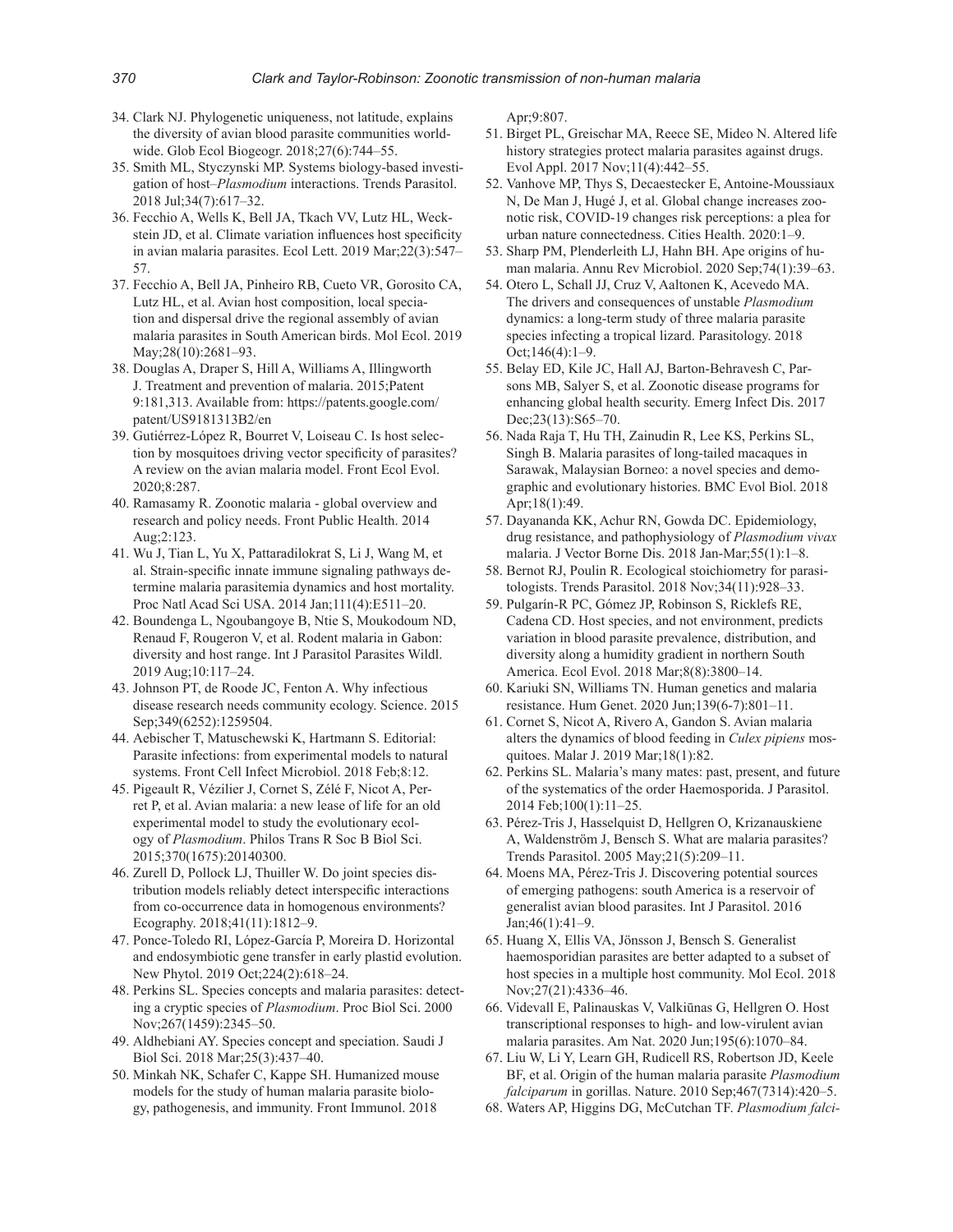34. Clark NJ. Phylogenetic uniqueness, not latitude, explains the diversity of avian blood parasite communities worldwide. Glob Ecol Biogeogr. 2018;27(6):744–55.
35. Smith ML, Styczynski MP. Systems biology-based investigation of host–*Plasmodium* interactions. Trends Parasitol. 2018 Jul;34(7):617–32.
36. Fecchio A, Wells K, Bell JA, Tkach VV, Lutz HL, Weckstein JD, et al. Climate variation influences host specificity in avian malaria parasites. Ecol Lett. 2019 Mar;22(3):547–57.
37. Fecchio A, Bell JA, Pinheiro RB, Cueto VR, Gorosito CA, Lutz HL, et al. Avian host composition, local speciation and dispersal drive the regional assembly of avian malaria parasites in South American birds. Mol Ecol. 2019 May;28(10):2681–93.
38. Douglas A, Draper S, Hill A, Williams A, Illingworth J. Treatment and prevention of malaria. 2015;Patent 9:181,313. Available from: https://patents.google.com/patent/US9181313B2/en
39. Gutiérrez-López R, Bourret V, Loiseau C. Is host selection by mosquitoes driving vector specificity of parasites? A review on the avian malaria model. Front Ecol Evol. 2020;8:287.
40. Ramasamy R. Zoonotic malaria - global overview and research and policy needs. Front Public Health. 2014 Aug;2:123.
41. Wu J, Tian L, Yu X, Pattaradilokrat S, Li J, Wang M, et al. Strain-specific innate immune signaling pathways determine malaria parasitemia dynamics and host mortality. Proc Natl Acad Sci USA. 2014 Jan;111(4):E511–20.
42. Boundenga L, Ngoubangoye B, Ntie S, Moukodoum ND, Renaud F, Rougeron V, et al. Rodent malaria in Gabon: diversity and host range. Int J Parasitol Parasites Wildl. 2019 Aug;10:117–24.
43. Johnson PT, de Roode JC, Fenton A. Why infectious disease research needs community ecology. Science. 2015 Sep;349(6252):1259504.
44. Aebischer T, Matuschewski K, Hartmann S. Editorial: Parasite infections: from experimental models to natural systems. Front Cell Infect Microbiol. 2018 Feb;8:12.
45. Pigeault R, Vézilier J, Cornet S, Zélé F, Nicot A, Perret P, et al. Avian malaria: a new lease of life for an old experimental model to study the evolutionary ecology of *Plasmodium*. Philos Trans R Soc B Biol Sci. 2015;370(1675):20140300.
46. Zurell D, Pollock LJ, Thuiller W. Do joint species distribution models reliably detect interspecific interactions from co-occurrence data in homogenous environments? Ecography. 2018;41(11):1812–9.
47. Ponce-Toledo RI, López-García P, Moreira D. Horizontal and endosymbiotic gene transfer in early plastid evolution. New Phytol. 2019 Oct;224(2):618–24.
48. Perkins SL. Species concepts and malaria parasites: detecting a cryptic species of *Plasmodium*. Proc Biol Sci. 2000 Nov;267(1459):2345–50.
49. Aldhebiani AY. Species concept and speciation. Saudi J Biol Sci. 2018 Mar;25(3):437–40.
50. Minkah NK, Schafer C, Kappe SH. Humanized mouse models for the study of human malaria parasite biology, pathogenesis, and immunity. Front Immunol. 2018 Apr;9:807.
51. Birget PL, Greischar MA, Reece SE, Mideo N. Altered life history strategies protect malaria parasites against drugs. Evol Appl. 2017 Nov;11(4):442–55.
52. Vanhove MP, Thys S, Decaestecker E, Antoine-Moussiaux N, De Man J, Hugé J, et al. Global change increases zoonotic risk, COVID-19 changes risk perceptions: a plea for urban nature connectedness. Cities Health. 2020:1–9.
53. Sharp PM, Plenderleith LJ, Hahn BH. Ape origins of human malaria. Annu Rev Microbiol. 2020 Sep;74(1):39–63.
54. Otero L, Schall JJ, Cruz V, Aaltonen K, Acevedo MA. The drivers and consequences of unstable *Plasmodium* dynamics: a long-term study of three malaria parasite species infecting a tropical lizard. Parasitology. 2018 Oct;146(4):1–9.
55. Belay ED, Kile JC, Hall AJ, Barton-Behravesh C, Parsons MB, Salyer S, et al. Zoonotic disease programs for enhancing global health security. Emerg Infect Dis. 2017 Dec;23(13):S65–70.
56. Nada Raja T, Hu TH, Zainudin R, Lee KS, Perkins SL, Singh B. Malaria parasites of long-tailed macaques in Sarawak, Malaysian Borneo: a novel species and demographic and evolutionary histories. BMC Evol Biol. 2018 Apr;18(1):49.
57. Dayananda KK, Achur RN, Gowda DC. Epidemiology, drug resistance, and pathophysiology of *Plasmodium vivax* malaria. J Vector Borne Dis. 2018 Jan-Mar;55(1):1–8.
58. Bernot RJ, Poulin R. Ecological stoichiometry for parasitologists. Trends Parasitol. 2018 Nov;34(11):928–33.
59. Pulgarín-R PC, Gómez JP, Robinson S, Ricklefs RE, Cadena CD. Host species, and not environment, predicts variation in blood parasite prevalence, distribution, and diversity along a humidity gradient in northern South America. Ecol Evol. 2018 Mar;8(8):3800–14.
60. Kariuki SN, Williams TN. Human genetics and malaria resistance. Hum Genet. 2020 Jun;139(6-7):801–11.
61. Cornet S, Nicot A, Rivero A, Gandon S. Avian malaria alters the dynamics of blood feeding in *Culex pipiens* mosquitoes. Malar J. 2019 Mar;18(1):82.
62. Perkins SL. Malaria's many mates: past, present, and future of the systematics of the order Haemosporida. J Parasitol. 2014 Feb;100(1):11–25.
63. Pérez-Tris J, Hasselquist D, Hellgren O, Krizanauskiene A, Waldenström J, Bensch S. What are malaria parasites? Trends Parasitol. 2005 May;21(5):209–11.
64. Moens MA, Pérez-Tris J. Discovering potential sources of emerging pathogens: south America is a reservoir of generalist avian blood parasites. Int J Parasitol. 2016 Jan;46(1):41–9.
65. Huang X, Ellis VA, Jönsson J, Bensch S. Generalist haemosporidian parasites are better adapted to a subset of host species in a multiple host community. Mol Ecol. 2018 Nov;27(21):4336–46.
66. Videvall E, Palinauskas V, Valkiūnas G, Hellgren O. Host transcriptional responses to high- and low-virulent avian malaria parasites. Am Nat. 2020 Jun;195(6):1070–84.
67. Liu W, Li Y, Learn GH, Rudicell RS, Robertson JD, Keele BF, et al. Origin of the human malaria parasite *Plasmodium falciparum* in gorillas. Nature. 2010 Sep;467(7314):420–5.
68. Waters AP, Higgins DG, McCutchan TF. *Plasmodium falci-*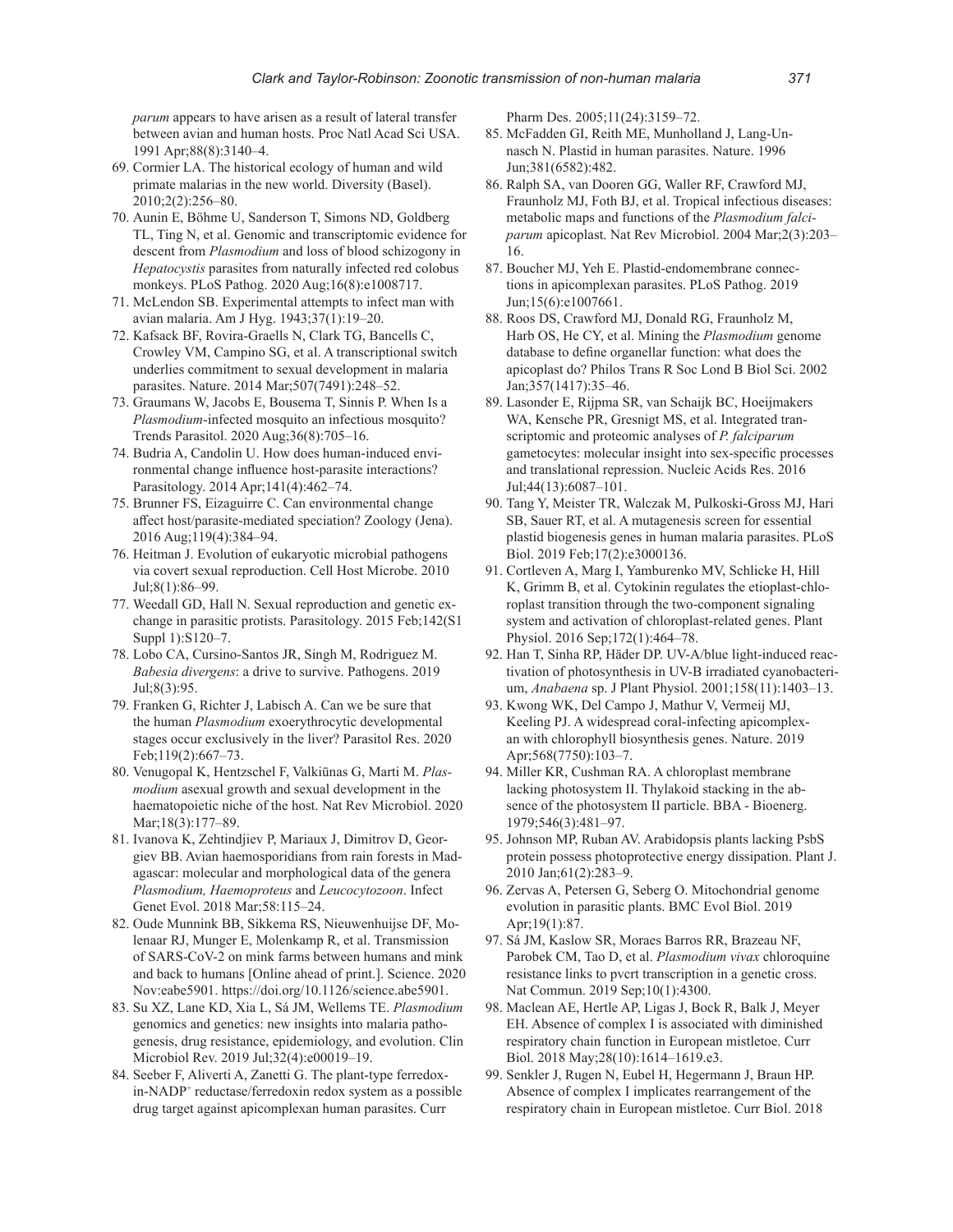*parum* appears to have arisen as a result of lateral transfer between avian and human hosts. Proc Natl Acad Sci USA. 1991 Apr;88(8):3140–4.

69. Cormier LA. The historical ecology of human and wild primate malarias in the new world. Diversity (Basel). 2010;2(2):256–80.
70. Aunin E, Böhme U, Sanderson T, Simons ND, Goldberg TL, Ting N, et al. Genomic and transcriptomic evidence for descent from *Plasmodium* and loss of blood schizogony in *Hepatocystis* parasites from naturally infected red colobus monkeys. PLoS Pathog. 2020 Aug;16(8):e1008717.
71. McLendon SB. Experimental attempts to infect man with avian malaria. Am J Hyg. 1943;37(1):19–20.
72. Kafsack BF, Rovira-Graells N, Clark TG, Bancells C, Crowley VM, Campino SG, et al. A transcriptional switch underlies commitment to sexual development in malaria parasites. Nature. 2014 Mar;507(7491):248–52.
73. Graumans W, Jacobs E, Bousema T, Sinnis P. When Is a *Plasmodium*-infected mosquito an infectious mosquito? Trends Parasitol. 2020 Aug;36(8):705–16.
74. Budria A, Candolin U. How does human-induced environmental change influence host-parasite interactions? Parasitology. 2014 Apr;141(4):462–74.
75. Brunner FS, Eizaguirre C. Can environmental change affect host/parasite-mediated speciation? Zoology (Jena). 2016 Aug;119(4):384–94.
76. Heitman J. Evolution of eukaryotic microbial pathogens via covert sexual reproduction. Cell Host Microbe. 2010 Jul;8(1):86–99.
77. Weedall GD, Hall N. Sexual reproduction and genetic exchange in parasitic protists. Parasitology. 2015 Feb;142(S1 Suppl 1):S120–7.
78. Lobo CA, Cursino-Santos JR, Singh M, Rodriguez M. *Babesia divergens*: a drive to survive. Pathogens. 2019 Jul;8(3):95.
79. Franken G, Richter J, Labisch A. Can we be sure that the human *Plasmodium* exoerythrocytic developmental stages occur exclusively in the liver? Parasitol Res. 2020 Feb;119(2):667–73.
80. Venugopal K, Hentzschel F, Valkiūnas G, Marti M. *Plasmodium* asexual growth and sexual development in the haematopoietic niche of the host. Nat Rev Microbiol. 2020 Mar;18(3):177–89.
81. Ivanova K, Zehtindjiev P, Mariaux J, Dimitrov D, Georgiev BB. Avian haemosporidians from rain forests in Madagascar: molecular and morphological data of the genera *Plasmodium, Haemoproteus* and *Leucocytozoon*. Infect Genet Evol. 2018 Mar;58:115–24.
82. Oude Munnink BB, Sikkema RS, Nieuwenhuijse DF, Molenaar RJ, Munger E, Molenkamp R, et al. Transmission of SARS-CoV-2 on mink farms between humans and mink and back to humans [Online ahead of print.]. Science. 2020 Nov:eabe5901. https://doi.org/10.1126/science.abe5901.
83. Su XZ, Lane KD, Xia L, Sá JM, Wellems TE. *Plasmodium* genomics and genetics: new insights into malaria pathogenesis, drug resistance, epidemiology, and evolution. Clin Microbiol Rev. 2019 Jul;32(4):e00019–19.
84. Seeber F, Aliverti A, Zanetti G. The plant-type ferredoxin-NADP$^+$ reductase/ferredoxin redox system as a possible drug target against apicomplexan human parasites. Curr Pharm Des. 2005;11(24):3159–72.
85. McFadden GI, Reith ME, Munholland J, Lang-Unnasch N. Plastid in human parasites. Nature. 1996 Jun;381(6582):482.
86. Ralph SA, van Dooren GG, Waller RF, Crawford MJ, Fraunholz MJ, Foth BJ, et al. Tropical infectious diseases: metabolic maps and functions of the *Plasmodium falciparum* apicoplast. Nat Rev Microbiol. 2004 Mar;2(3):203–16.
87. Boucher MJ, Yeh E. Plastid-endomembrane connections in apicomplexan parasites. PLoS Pathog. 2019 Jun;15(6):e1007661.
88. Roos DS, Crawford MJ, Donald RG, Fraunholz M, Harb OS, He CY, et al. Mining the *Plasmodium* genome database to define organellar function: what does the apicoplast do? Philos Trans R Soc Lond B Biol Sci. 2002 Jan;357(1417):35–46.
89. Lasonder E, Rijpma SR, van Schaijk BC, Hoeijmakers WA, Kensche PR, Gresnigt MS, et al. Integrated transcriptomic and proteomic analyses of *P. falciparum* gametocytes: molecular insight into sex-specific processes and translational repression. Nucleic Acids Res. 2016 Jul;44(13):6087–101.
90. Tang Y, Meister TR, Walczak M, Pulkoski-Gross MJ, Hari SB, Sauer RT, et al. A mutagenesis screen for essential plastid biogenesis genes in human malaria parasites. PLoS Biol. 2019 Feb;17(2):e3000136.
91. Cortleven A, Marg I, Yamburenko MV, Schlicke H, Hill K, Grimm B, et al. Cytokinin regulates the etioplast-chloroplast transition through the two-component signaling system and activation of chloroplast-related genes. Plant Physiol. 2016 Sep;172(1):464–78.
92. Han T, Sinha RP, Häder DP. UV-A/blue light-induced reactivation of photosynthesis in UV-B irradiated cyanobacterium, *Anabaena* sp. J Plant Physiol. 2001;158(11):1403–13.
93. Kwong WK, Del Campo J, Mathur V, Vermeij MJ, Keeling PJ. A widespread coral-infecting apicomplexan with chlorophyll biosynthesis genes. Nature. 2019 Apr;568(7750):103–7.
94. Miller KR, Cushman RA. A chloroplast membrane lacking photosystem II. Thylakoid stacking in the absence of the photosystem II particle. BBA - Bioenerg. 1979;546(3):481–97.
95. Johnson MP, Ruban AV. Arabidopsis plants lacking PsbS protein possess photoprotective energy dissipation. Plant J. 2010 Jan;61(2):283–9.
96. Zervas A, Petersen G, Seberg O. Mitochondrial genome evolution in parasitic plants. BMC Evol Biol. 2019 Apr;19(1):87.
97. Sá JM, Kaslow SR, Moraes Barros RR, Brazeau NF, Parobek CM, Tao D, et al. *Plasmodium vivax* chloroquine resistance links to pvcrt transcription in a genetic cross. Nat Commun. 2019 Sep;10(1):4300.
98. Maclean AE, Hertle AP, Ligas J, Bock R, Balk J, Meyer EH. Absence of complex I is associated with diminished respiratory chain function in European mistletoe. Curr Biol. 2018 May;28(10):1614–1619.e3.
99. Senkler J, Rugen N, Eubel H, Hegermann J, Braun HP. Absence of complex I implicates rearrangement of the respiratory chain in European mistletoe. Curr Biol. 2018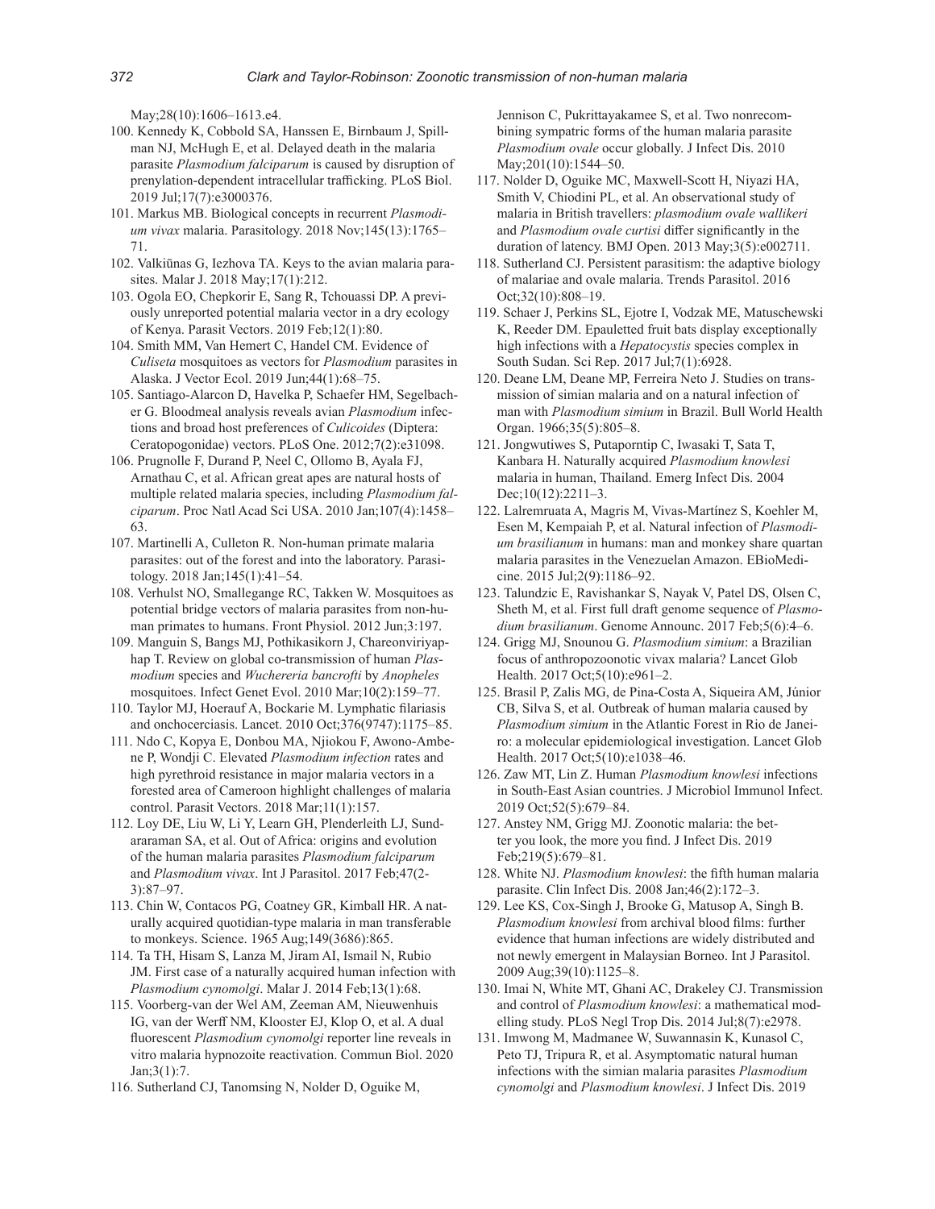May;28(10):1606–1613.e4.

100. Kennedy K, Cobbold SA, Hanssen E, Birnbaum J, Spillman NJ, McHugh E, et al. Delayed death in the malaria parasite *Plasmodium falciparum* is caused by disruption of prenylation-dependent intracellular trafficking. PLoS Biol. 2019 Jul;17(7):e3000376.
101. Markus MB. Biological concepts in recurrent *Plasmodium vivax* malaria. Parasitology. 2018 Nov;145(13):1765–71.
102. Valkiūnas G, Iezhova TA. Keys to the avian malaria parasites. Malar J. 2018 May;17(1):212.
103. Ogola EO, Chepkorir E, Sang R, Tchouassi DP. A previously unreported potential malaria vector in a dry ecology of Kenya. Parasit Vectors. 2019 Feb;12(1):80.
104. Smith MM, Van Hemert C, Handel CM. Evidence of *Culiseta* mosquitoes as vectors for *Plasmodium* parasites in Alaska. J Vector Ecol. 2019 Jun;44(1):68–75.
105. Santiago-Alarcon D, Havelka P, Schaefer HM, Segelbacher G. Bloodmeal analysis reveals avian *Plasmodium* infections and broad host preferences of *Culicoides* (Diptera: Ceratopogonidae) vectors. PLoS One. 2012;7(2):e31098.
106. Prugnolle F, Durand P, Neel C, Ollomo B, Ayala FJ, Arnathau C, et al. African great apes are natural hosts of multiple related malaria species, including *Plasmodium falciparum*. Proc Natl Acad Sci USA. 2010 Jan;107(4):1458–63.
107. Martinelli A, Culleton R. Non-human primate malaria parasites: out of the forest and into the laboratory. Parasitology. 2018 Jan;145(1):41–54.
108. Verhulst NO, Smallegange RC, Takken W. Mosquitoes as potential bridge vectors of malaria parasites from non-human primates to humans. Front Physiol. 2012 Jun;3:197.
109. Manguin S, Bangs MJ, Pothikasikorn J, Chareonviriyaphap T. Review on global co-transmission of human *Plasmodium* species and *Wuchereria bancrofti* by *Anopheles* mosquitoes. Infect Genet Evol. 2010 Mar;10(2):159–77.
110. Taylor MJ, Hoerauf A, Bockarie M. Lymphatic filariasis and onchocerciasis. Lancet. 2010 Oct;376(9747):1175–85.
111. Ndo C, Kopya E, Donbou MA, Njiokou F, Awono-Ambene P, Wondji C. Elevated *Plasmodium infection* rates and high pyrethroid resistance in major malaria vectors in a forested area of Cameroon highlight challenges of malaria control. Parasit Vectors. 2018 Mar;11(1):157.
112. Loy DE, Liu W, Li Y, Learn GH, Plenderleith LJ, Sundararaman SA, et al. Out of Africa: origins and evolution of the human malaria parasites *Plasmodium falciparum* and *Plasmodium vivax*. Int J Parasitol. 2017 Feb;47(2-3):87–97.
113. Chin W, Contacos PG, Coatney GR, Kimball HR. A naturally acquired quotidian-type malaria in man transferable to monkeys. Science. 1965 Aug;149(3686):865.
114. Ta TH, Hisam S, Lanza M, Jiram AI, Ismail N, Rubio JM. First case of a naturally acquired human infection with *Plasmodium cynomolgi*. Malar J. 2014 Feb;13(1):68.
115. Voorberg-van der Wel AM, Zeeman AM, Nieuwenhuis IG, van der Werff NM, Klooster EJ, Klop O, et al. A dual fluorescent *Plasmodium cynomolgi* reporter line reveals in vitro malaria hypnozoite reactivation. Commun Biol. 2020 Jan;3(1):7.
116. Sutherland CJ, Tanomsing N, Nolder D, Oguike M, Jennison C, Pukrittayakamee S, et al. Two nonrecombining sympatric forms of the human malaria parasite *Plasmodium ovale* occur globally. J Infect Dis. 2010 May;201(10):1544–50.
117. Nolder D, Oguike MC, Maxwell-Scott H, Niyazi HA, Smith V, Chiodini PL, et al. An observational study of malaria in British travellers: *plasmodium ovale wallikeri* and *Plasmodium ovale curtisi* differ significantly in the duration of latency. BMJ Open. 2013 May;3(5):e002711.
118. Sutherland CJ. Persistent parasitism: the adaptive biology of malariae and ovale malaria. Trends Parasitol. 2016 Oct;32(10):808–19.
119. Schaer J, Perkins SL, Ejotre I, Vodzak ME, Matuschewski K, Reeder DM. Epauletted fruit bats display exceptionally high infections with a *Hepatocystis* species complex in South Sudan. Sci Rep. 2017 Jul;7(1):6928.
120. Deane LM, Deane MP, Ferreira Neto J. Studies on transmission of simian malaria and on a natural infection of man with *Plasmodium simium* in Brazil. Bull World Health Organ. 1966;35(5):805–8.
121. Jongwutiwes S, Putaporntip C, Iwasaki T, Sata T, Kanbara H. Naturally acquired *Plasmodium knowlesi* malaria in human, Thailand. Emerg Infect Dis. 2004 Dec;10(12):2211–3.
122. Lalremruata A, Magris M, Vivas-Martínez S, Koehler M, Esen M, Kempaiah P, et al. Natural infection of *Plasmodium brasilianum* in humans: man and monkey share quartan malaria parasites in the Venezuelan Amazon. EBioMedicine. 2015 Jul;2(9):1186–92.
123. Talundzic E, Ravishankar S, Nayak V, Patel DS, Olsen C, Sheth M, et al. First full draft genome sequence of *Plasmodium brasilianum*. Genome Announc. 2017 Feb;5(6):4–6.
124. Grigg MJ, Snounou G. *Plasmodium simium*: a Brazilian focus of anthropozoonotic vivax malaria? Lancet Glob Health. 2017 Oct;5(10):e961–2.
125. Brasil P, Zalis MG, de Pina-Costa A, Siqueira AM, Júnior CB, Silva S, et al. Outbreak of human malaria caused by *Plasmodium simium* in the Atlantic Forest in Rio de Janeiro: a molecular epidemiological investigation. Lancet Glob Health. 2017 Oct;5(10):e1038–46.
126. Zaw MT, Lin Z. Human *Plasmodium knowlesi* infections in South-East Asian countries. J Microbiol Immunol Infect. 2019 Oct;52(5):679–84.
127. Anstey NM, Grigg MJ. Zoonotic malaria: the better you look, the more you find. J Infect Dis. 2019 Feb;219(5):679–81.
128. White NJ. *Plasmodium knowlesi*: the fifth human malaria parasite. Clin Infect Dis. 2008 Jan;46(2):172–3.
129. Lee KS, Cox-Singh J, Brooke G, Matusop A, Singh B. *Plasmodium knowlesi* from archival blood films: further evidence that human infections are widely distributed and not newly emergent in Malaysian Borneo. Int J Parasitol. 2009 Aug;39(10):1125–8.
130. Imai N, White MT, Ghani AC, Drakeley CJ. Transmission and control of *Plasmodium knowlesi*: a mathematical modelling study. PLoS Negl Trop Dis. 2014 Jul;8(7):e2978.
131. Imwong M, Madmanee W, Suwannasin K, Kunasol C, Peto TJ, Tripura R, et al. Asymptomatic natural human infections with the simian malaria parasites *Plasmodium cynomolgi* and *Plasmodium knowlesi*. J Infect Dis. 2019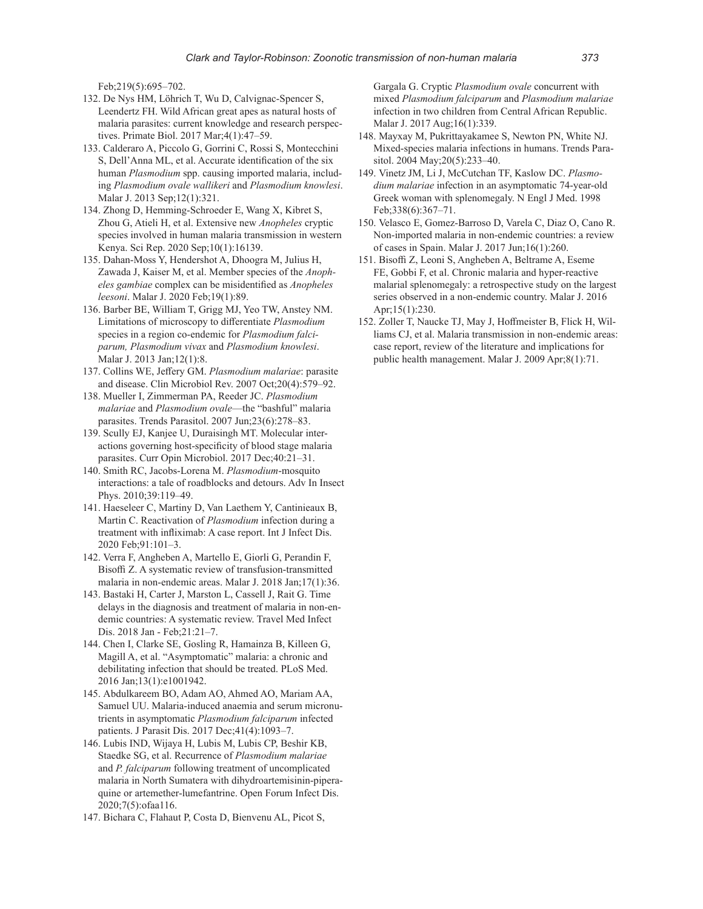Feb;219(5):695–702.

132. De Nys HM, Löhrich T, Wu D, Calvignac-Spencer S, Leendertz FH. Wild African great apes as natural hosts of malaria parasites: current knowledge and research perspectives. Primate Biol. 2017 Mar;4(1):47–59.
133. Calderaro A, Piccolo G, Gorrini C, Rossi S, Montecchini S, Dell'Anna ML, et al. Accurate identification of the six human *Plasmodium* spp. causing imported malaria, including *Plasmodium ovale wallikeri* and *Plasmodium knowlesi*. Malar J. 2013 Sep;12(1):321.
134. Zhong D, Hemming-Schroeder E, Wang X, Kibret S, Zhou G, Atieli H, et al. Extensive new *Anopheles* cryptic species involved in human malaria transmission in western Kenya. Sci Rep. 2020 Sep;10(1):16139.
135. Dahan-Moss Y, Hendershot A, Dhoogra M, Julius H, Zawada J, Kaiser M, et al. Member species of the *Anopheles gambiae* complex can be misidentified as *Anopheles leesoni*. Malar J. 2020 Feb;19(1):89.
136. Barber BE, William T, Grigg MJ, Yeo TW, Anstey NM. Limitations of microscopy to differentiate *Plasmodium* species in a region co-endemic for *Plasmodium falciparum, Plasmodium vivax* and *Plasmodium knowlesi*. Malar J. 2013 Jan;12(1):8.
137. Collins WE, Jeffery GM. *Plasmodium malariae*: parasite and disease. Clin Microbiol Rev. 2007 Oct;20(4):579–92.
138. Mueller I, Zimmerman PA, Reeder JC. *Plasmodium malariae* and *Plasmodium ovale*—the "bashful" malaria parasites. Trends Parasitol. 2007 Jun;23(6):278–83.
139. Scully EJ, Kanjee U, Duraisingh MT. Molecular interactions governing host-specificity of blood stage malaria parasites. Curr Opin Microbiol. 2017 Dec;40:21–31.
140. Smith RC, Jacobs-Lorena M. *Plasmodium*-mosquito interactions: a tale of roadblocks and detours. Adv In Insect Phys. 2010;39:119–49.
141. Haeseleer C, Martiny D, Van Laethem Y, Cantinieaux B, Martin C. Reactivation of *Plasmodium* infection during a treatment with infliximab: A case report. Int J Infect Dis. 2020 Feb;91:101–3.
142. Verra F, Angheben A, Martello E, Giorli G, Perandin F, Bisoffi Z. A systematic review of transfusion-transmitted malaria in non-endemic areas. Malar J. 2018 Jan;17(1):36.
143. Bastaki H, Carter J, Marston L, Cassell J, Rait G. Time delays in the diagnosis and treatment of malaria in non-endemic countries: A systematic review. Travel Med Infect Dis. 2018 Jan - Feb;21:21–7.
144. Chen I, Clarke SE, Gosling R, Hamainza B, Killeen G, Magill A, et al. "Asymptomatic" malaria: a chronic and debilitating infection that should be treated. PLoS Med. 2016 Jan;13(1):e1001942.
145. Abdulkareem BO, Adam AO, Ahmed AO, Mariam AA, Samuel UU. Malaria-induced anaemia and serum micronutrients in asymptomatic *Plasmodium falciparum* infected patients. J Parasit Dis. 2017 Dec;41(4):1093–7.
146. Lubis IND, Wijaya H, Lubis M, Lubis CP, Beshir KB, Staedke SG, et al. Recurrence of *Plasmodium malariae* and *P. falciparum* following treatment of uncomplicated malaria in North Sumatera with dihydroartemisinin-piperaquine or artemether-lumefantrine. Open Forum Infect Dis. 2020;7(5):ofaa116.
147. Bichara C, Flahaut P, Costa D, Bienvenu AL, Picot S, Gargala G. Cryptic *Plasmodium ovale* concurrent with mixed *Plasmodium falciparum* and *Plasmodium malariae* infection in two children from Central African Republic. Malar J. 2017 Aug;16(1):339.
148. Mayxay M, Pukrittayakamee S, Newton PN, White NJ. Mixed-species malaria infections in humans. Trends Parasitol. 2004 May;20(5):233–40.
149. Vinetz JM, Li J, McCutchan TF, Kaslow DC. *Plasmodium malariae* infection in an asymptomatic 74-year-old Greek woman with splenomegaly. N Engl J Med. 1998 Feb;338(6):367–71.
150. Velasco E, Gomez-Barroso D, Varela C, Diaz O, Cano R. Non-imported malaria in non-endemic countries: a review of cases in Spain. Malar J. 2017 Jun;16(1):260.
151. Bisoffi Z, Leoni S, Angheben A, Beltrame A, Eseme FE, Gobbi F, et al. Chronic malaria and hyper-reactive malarial splenomegaly: a retrospective study on the largest series observed in a non-endemic country. Malar J. 2016 Apr;15(1):230.
152. Zoller T, Naucke TJ, May J, Hoffmeister B, Flick H, Williams CJ, et al. Malaria transmission in non-endemic areas: case report, review of the literature and implications for public health management. Malar J. 2009 Apr;8(1):71.